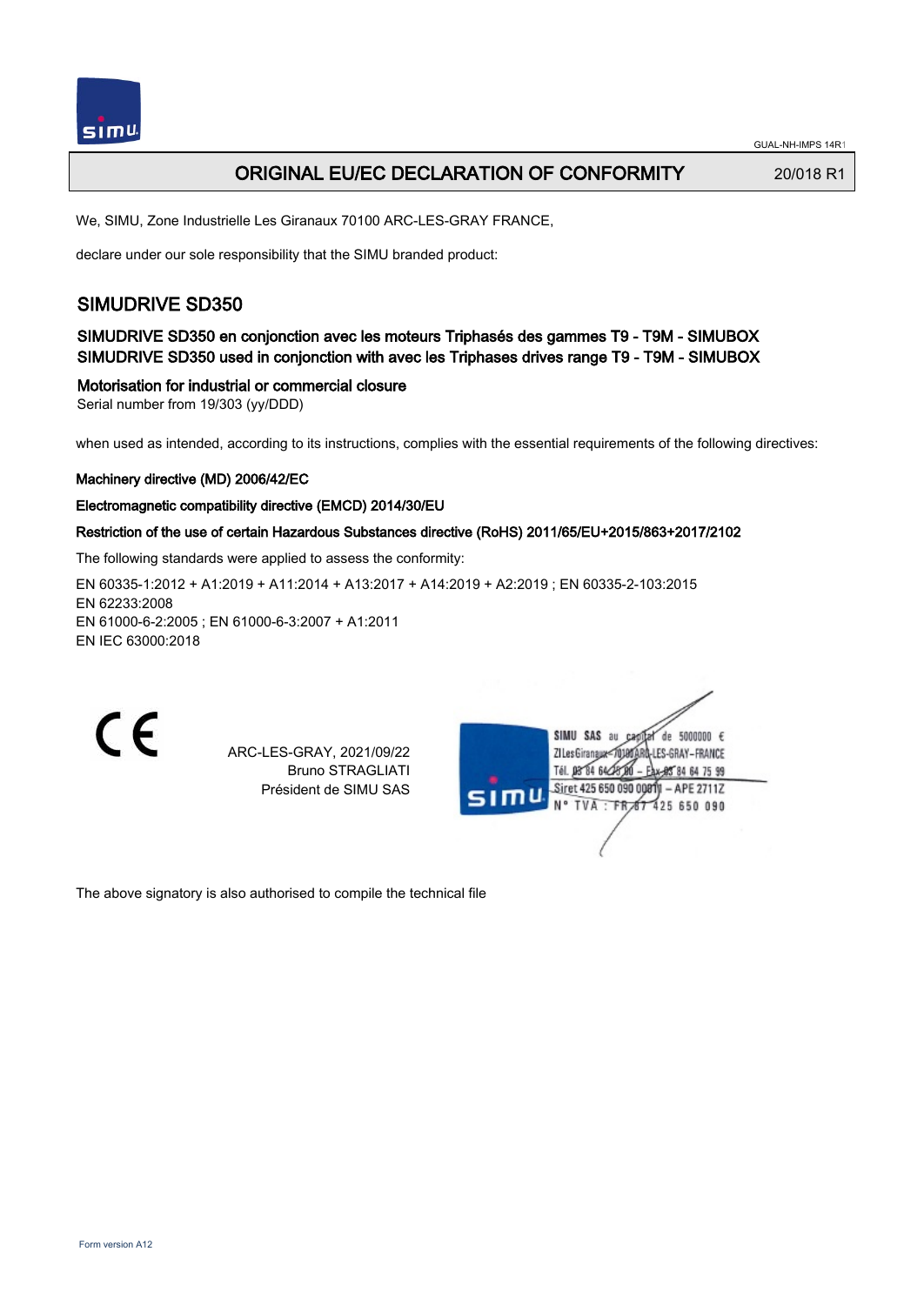# ORIGINAL EU/EC DECLARATION OF CONFORMITY

20/018 R1

We, SIMU, Zone Industrielle Les Giranaux 70100 ARC-LES-GRAY FRANCE,

declare under our sole responsibility that the SIMU branded product:

## SIMUDRIVE SD350

### SIMUDRIVE SD350 en conjonction avec les moteurs Triphasés des gammes T9 - T9M - SIMUBOX
### SIMUDRIVE SD350 used in conjonction with avec les Triphases drives range T9 - T9M - SIMUBOX

### Motorisation for industrial or commercial closure

Serial number from 19/303 (yy/DDD)

when used as intended, according to its instructions, complies with the essential requirements of the following directives:

**Machinery directive (MD) 2006/42/EC**

**Electromagnetic compatibility directive (EMCD) 2014/30/EU**

**Restriction of the use of certain Hazardous Substances directive (RoHS) 2011/65/EU+2015/863+2017/2102**

The following standards were applied to assess the conformity:

EN 60335-1:2012 + A1:2019 + A11:2014 + A13:2017 + A14:2019 + A2:2019 ; EN 60335-2-103:2015
EN 62233:2008
EN 61000-6-2:2005 ; EN 61000-6-3:2007 + A1:2011
EN IEC 63000:2018

CE

ARC-LES-GRAY, 2021/09/22
Bruno STRAGLIATI
Président de SIMU SAS

SIMU SAS au capital de 5000000 €
ZI Les Giranaux 70100 ARC-LES-GRAY-FRANCE
Tél. 03 84 64 75 00 – Fax 03 84 64 75 99
Siret 425 650 090 00811 – APE 2711Z
N° TVA : FR 87 425 650 090

The above signatory is also authorised to compile the technical file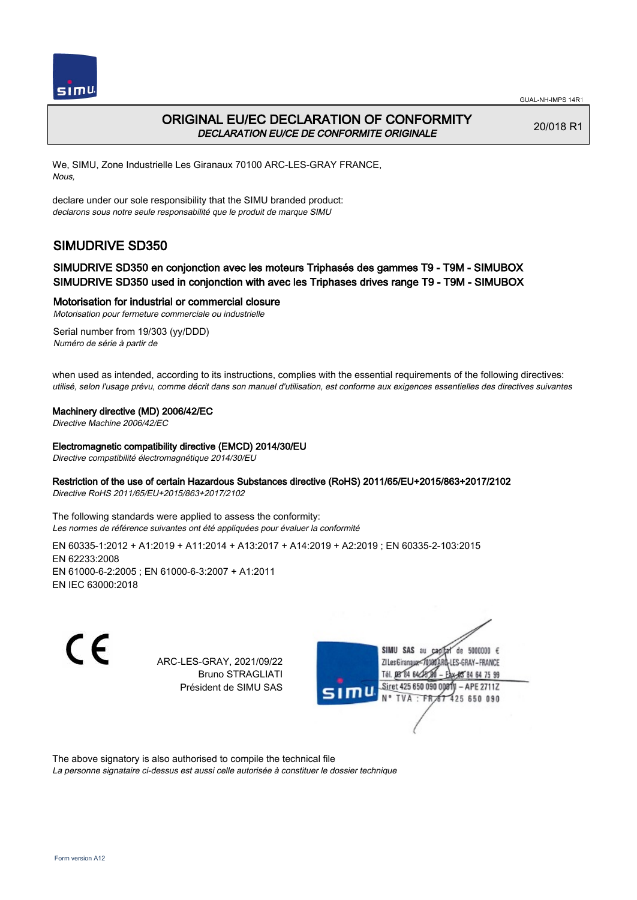# ORIGINAL EU/EC DECLARATION OF CONFORMITY

*DECLARATION EU/CE DE CONFORMITE ORIGINALE*

20/018 R1

We, SIMU, Zone Industrielle Les Giranaux 70100 ARC-LES-GRAY FRANCE,
*Nous,*

declare under our sole responsibility that the SIMU branded product:
*declarons sous notre seule responsabilité que le produit de marque SIMU*

## SIMUDRIVE SD350

### SIMUDRIVE SD350 en conjonction avec les moteurs Triphasés des gammes T9 - T9M - SIMUBOX
### SIMUDRIVE SD350 used in conjonction with avec les Triphases drives range T9 - T9M - SIMUBOX

### Motorisation for industrial or commercial closure

*Motorisation pour fermeture commerciale ou industrielle*

Serial number from 19/303 (yy/DDD)
*Numéro de série à partir de*

when used as intended, according to its instructions, complies with the essential requirements of the following directives:
*utilisé, selon l'usage prévu, comme décrit dans son manuel d'utilisation, est conforme aux exigences essentielles des directives suivantes*

**Machinery directive (MD) 2006/42/EC**
*Directive Machine 2006/42/EC*

**Electromagnetic compatibility directive (EMCD) 2014/30/EU**
*Directive compatibilité électromagnétique 2014/30/EU*

**Restriction of the use of certain Hazardous Substances directive (RoHS) 2011/65/EU+2015/863+2017/2102**
*Directive RoHS 2011/65/EU+2015/863+2017/2102*

The following standards were applied to assess the conformity:
*Les normes de référence suivantes ont été appliquées pour évaluer la conformité*

EN 60335-1:2012 + A1:2019 + A11:2014 + A13:2017 + A14:2019 + A2:2019 ; EN 60335-2-103:2015
EN 62233:2008
EN 61000-6-2:2005 ; EN 61000-6-3:2007 + A1:2011
EN IEC 63000:2018

CE

ARC-LES-GRAY, 2021/09/22
Bruno STRAGLIATI
Président de SIMU SAS

SIMU SAS au capital de 5000000 €
ZI Les Giranaux 70100 ARC-LES-GRAY-FRANCE
Tél. 03 84 64 75 00 – Fax 03 84 64 75 99
Siret 425 650 090 00811 – APE 2711Z
N° TVA : FR 87 425 650 090

The above signatory is also authorised to compile the technical file
*La personne signataire ci-dessus est aussi celle autorisée à constituer le dossier technique*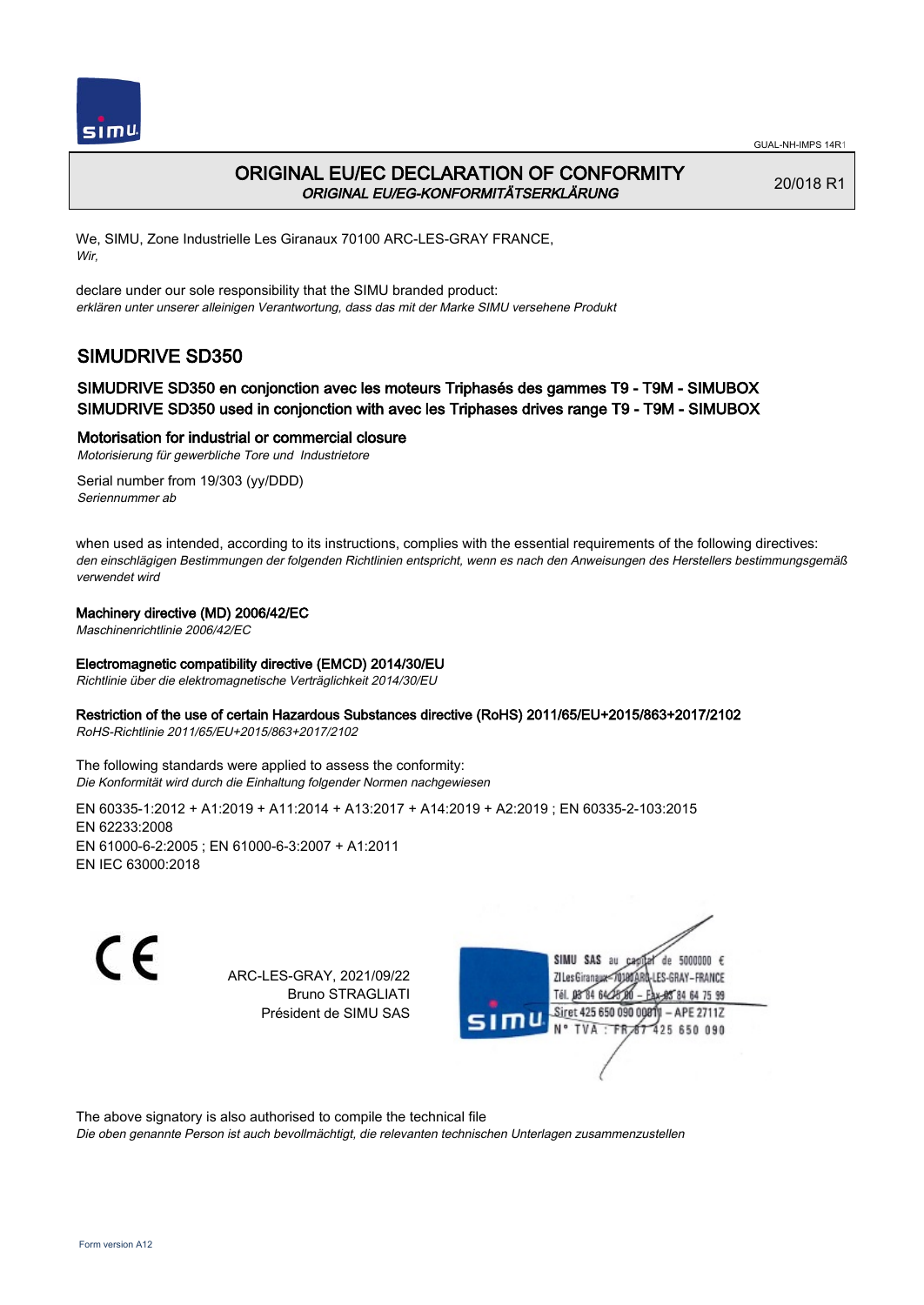GUAL-NH-IMPS 14R1

# ORIGINAL EU/EC DECLARATION OF CONFORMITY

*ORIGINAL EU/EG-KONFORMITÄTSERKLÄRUNG*

20/018 R1

We, SIMU, Zone Industrielle Les Giranaux 70100 ARC-LES-GRAY FRANCE,
*Wir,*

declare under our sole responsibility that the SIMU branded product:
*erklären unter unserer alleinigen Verantwortung, dass das mit der Marke SIMU versehene Produkt*

## SIMUDRIVE SD350

### SIMUDRIVE SD350 en conjonction avec les moteurs Triphasés des gammes T9 - T9M - SIMUBOX
### SIMUDRIVE SD350 used in conjonction with avec les Triphases drives range T9 - T9M - SIMUBOX

### Motorisation for industrial or commercial closure

*Motorisierung für gewerbliche Tore und Industrietore*

Serial number from 19/303 (yy/DDD)
*Seriennummer ab*

when used as intended, according to its instructions, complies with the essential requirements of the following directives:
*den einschlägigen Bestimmungen der folgenden Richtlinien entspricht, wenn es nach den Anweisungen des Herstellers bestimmungsgemäß verwendet wird*

**Machinery directive (MD) 2006/42/EC**
*Maschinenrichtlinie 2006/42/EC*

**Electromagnetic compatibility directive (EMCD) 2014/30/EU**
*Richtlinie über die elektromagnetische Verträglichkeit 2014/30/EU*

**Restriction of the use of certain Hazardous Substances directive (RoHS) 2011/65/EU+2015/863+2017/2102**
*RoHS-Richtlinie 2011/65/EU+2015/863+2017/2102*

The following standards were applied to assess the conformity:
*Die Konformität wird durch die Einhaltung folgender Normen nachgewiesen*

EN 60335-1:2012 + A1:2019 + A11:2014 + A13:2017 + A14:2019 + A2:2019 ; EN 60335-2-103:2015
EN 62233:2008
EN 61000-6-2:2005 ; EN 61000-6-3:2007 + A1:2011
EN IEC 63000:2018

ARC-LES-GRAY, 2021/09/22
Bruno STRAGLIATI
Président de SIMU SAS

SIMU SAS au capital de 5000000 €
ZI Les Giranaux 70100 ARC-LES-GRAY–FRANCE
Tél. 03 84 64 75 00 – Fax 03 84 64 75 99
Siret 425 650 090 00011 – APE 2711Z
N° TVA : FR 67 425 650 090

The above signatory is also authorised to compile the technical file
*Die oben genannte Person ist auch bevollmächtigt, die relevanten technischen Unterlagen zusammenzustellen*

Form version A12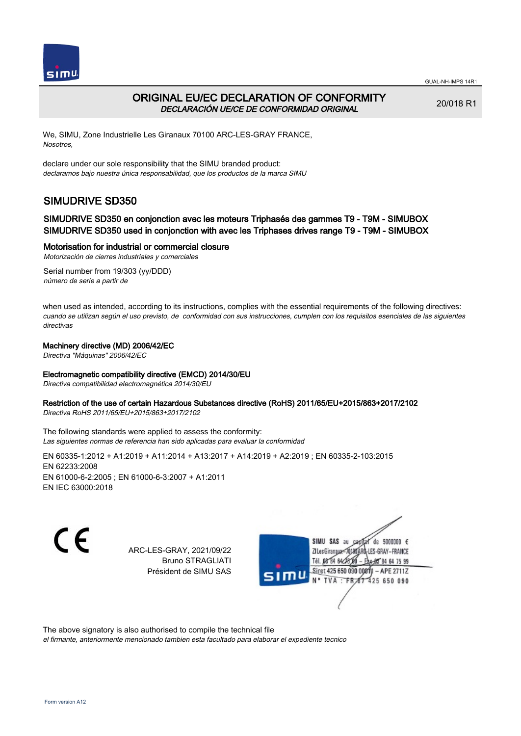# ORIGINAL EU/EC DECLARATION OF CONFORMITY

*DECLARACIÓN UE/CE DE CONFORMIDAD ORIGINAL*

20/018 R1

We, SIMU, Zone Industrielle Les Giranaux 70100 ARC-LES-GRAY FRANCE,
*Nosotros,*

declare under our sole responsibility that the SIMU branded product:
*declaramos bajo nuestra única responsabilidad, que los productos de la marca SIMU*

## SIMUDRIVE SD350

### SIMUDRIVE SD350 en conjonction avec les moteurs Triphasés des gammes T9 - T9M - SIMUBOX
### SIMUDRIVE SD350 used in conjonction with avec les Triphases drives range T9 - T9M - SIMUBOX

### Motorisation for industrial or commercial closure
*Motorización de cierres industriales y comerciales*

Serial number from 19/303 (yy/DDD)
*número de serie a partir de*

when used as intended, according to its instructions, complies with the essential requirements of the following directives:
*cuando se utilizan según el uso previsto, de conformidad con sus instrucciones, cumplen con los requisitos esenciales de las siguientes directivas*

**Machinery directive (MD) 2006/42/EC**
*Directiva "Máquinas" 2006/42/EC*

**Electromagnetic compatibility directive (EMCD) 2014/30/EU**
*Directiva compatibilidad electromagnética 2014/30/EU*

**Restriction of the use of certain Hazardous Substances directive (RoHS) 2011/65/EU+2015/863+2017/2102**
*Directiva RoHS 2011/65/EU+2015/863+2017/2102*

The following standards were applied to assess the conformity:
*Las siguientes normas de referencia han sido aplicadas para evaluar la conformidad*

EN 60335-1:2012 + A1:2019 + A11:2014 + A13:2017 + A14:2019 + A2:2019 ; EN 60335-2-103:2015
EN 62233:2008
EN 61000-6-2:2005 ; EN 61000-6-3:2007 + A1:2011
EN IEC 63000:2018

CE

ARC-LES-GRAY, 2021/09/22
Bruno STRAGLIATI
Président de SIMU SAS

SIMU SAS au capital de 5000000 €
ZI Les Giranaux 70100 ARC-LES-GRAY-FRANCE
Tél. 03 84 64 75 00 – Fax 03 84 64 75 99
Siret 425 650 090 00011 – APE 2711Z
N° TVA : FR 67 425 650 090

The above signatory is also authorised to compile the technical file
*el firmante, anteriormente mencionado tambien esta facultado para elaborar el expediente tecnico*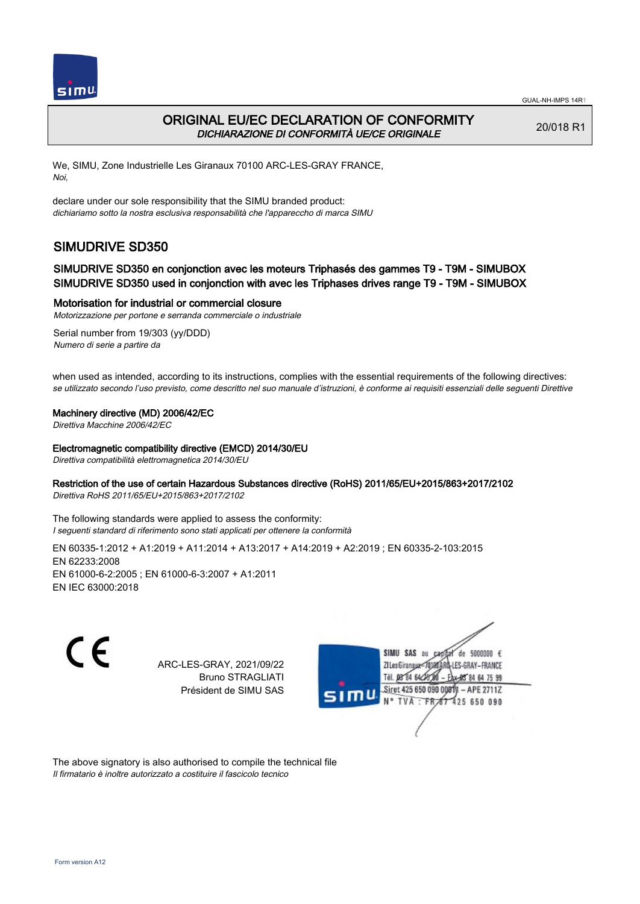# ORIGINAL EU/EC DECLARATION OF CONFORMITY

*DICHIARAZIONE DI CONFORMITÀ UE/CE ORIGINALE*

20/018 R1

We, SIMU, Zone Industrielle Les Giranaux 70100 ARC-LES-GRAY FRANCE,
*Noi,*

declare under our sole responsibility that the SIMU branded product:
*dichiariamo sotto la nostra esclusiva responsabilità che l'apparecchio di marca SIMU*

## SIMUDRIVE SD350

### SIMUDRIVE SD350 en conjonction avec les moteurs Triphasés des gammes T9 - T9M - SIMUBOX
### SIMUDRIVE SD350 used in conjonction with avec les Triphases drives range T9 - T9M - SIMUBOX

### Motorisation for industrial or commercial closure

*Motorizzazione per portone e serranda commerciale o industriale*

Serial number from 19/303 (yy/DDD)
*Numero di serie a partire da*

when used as intended, according to its instructions, complies with the essential requirements of the following directives:
*se utilizzato secondo l'uso previsto, come descritto nel suo manuale d'istruzioni, è conforme ai requisiti essenziali delle seguenti Direttive*

**Machinery directive (MD) 2006/42/EC**
*Direttiva Macchine 2006/42/EC*

**Electromagnetic compatibility directive (EMCD) 2014/30/EU**
*Direttiva compatibilità elettromagnetica 2014/30/EU*

**Restriction of the use of certain Hazardous Substances directive (RoHS) 2011/65/EU+2015/863+2017/2102**
*Direttiva RoHS 2011/65/EU+2015/863+2017/2102*

The following standards were applied to assess the conformity:
*I seguenti standard di riferimento sono stati applicati per ottenere la conformità*

EN 60335-1:2012 + A1:2019 + A11:2014 + A13:2017 + A14:2019 + A2:2019 ; EN 60335-2-103:2015
EN 62233:2008
EN 61000-6-2:2005 ; EN 61000-6-3:2007 + A1:2011
EN IEC 63000:2018

CE

ARC-LES-GRAY, 2021/09/22
Bruno STRAGLIATI
Président de SIMU SAS

SIMU SAS au capital de 5000000 €
ZI Les Giranaux 70100 ARC-LES-GRAY-FRANCE
Tél. 03 84 64 75 00 – Fax 03 84 64 75 99
Siret 425 650 090 00811 – APE 2711Z
N° TVA : FR 87 425 650 090

The above signatory is also authorised to compile the technical file
*Il firmatario è inoltre autorizzato a costituire il fascicolo tecnico*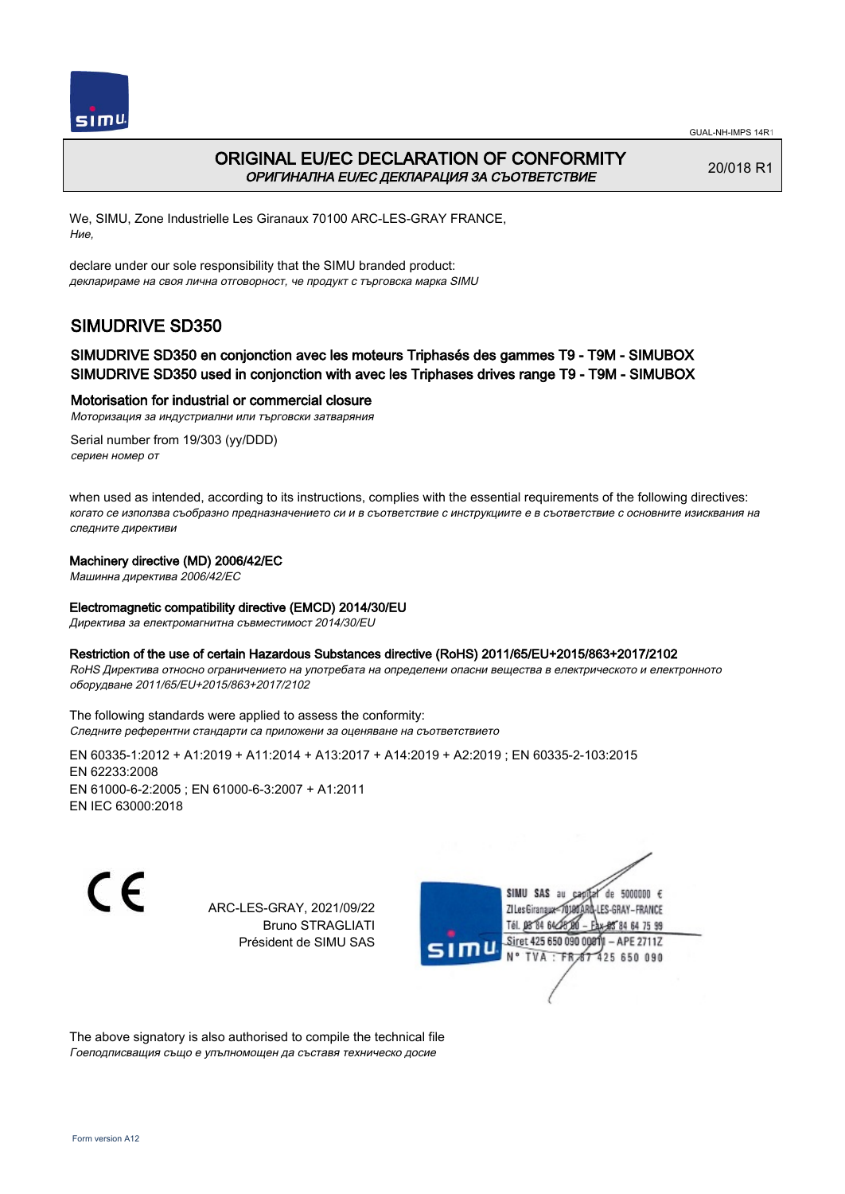# ORIGINAL EU/EC DECLARATION OF CONFORMITY

*ОРИГИНАЛНА EU/EC ДЕКЛАРАЦИЯ ЗА СЪОТВЕТСТВИЕ*

20/018 R1

We, SIMU, Zone Industrielle Les Giranaux 70100 ARC-LES-GRAY FRANCE,
*Ние,*

declare under our sole responsibility that the SIMU branded product:
*декларираме на своя лична отговорност, че продукт с търговска марка SIMU*

## SIMUDRIVE SD350

### SIMUDRIVE SD350 en conjonction avec les moteurs Triphasés des gammes T9 - T9M - SIMUBOX
### SIMUDRIVE SD350 used in conjonction with avec les Triphases drives range T9 - T9M - SIMUBOX

### Motorisation for industrial or commercial closure

*Моторизация за индустриални или търговски затваряния*

Serial number from 19/303 (yy/DDD)
*сериен номер от*

when used as intended, according to its instructions, complies with the essential requirements of the following directives:
*когато се използва съобразно предназначението си и в съответствие с инструкциите е в съответствие с основните изисквания на следните директиви*

**Machinery directive (MD) 2006/42/EC**
*Машинна директива 2006/42/EC*

**Electromagnetic compatibility directive (EMCD) 2014/30/EU**
*Директива за електромагнитна съвместимост 2014/30/EU*

**Restriction of the use of certain Hazardous Substances directive (RoHS) 2011/65/EU+2015/863+2017/2102**
*RoHS Директива относно ограничението на употребата на определени опасни вещества в електрическото и електронното оборудване 2011/65/EU+2015/863+2017/2102*

The following standards were applied to assess the conformity:
*Следните референтни стандарти са приложени за оценяване на съответствието*

EN 60335-1:2012 + A1:2019 + A11:2014 + A13:2017 + A14:2019 + A2:2019 ; EN 60335-2-103:2015
EN 62233:2008
EN 61000-6-2:2005 ; EN 61000-6-3:2007 + A1:2011
EN IEC 63000:2018

ARC-LES-GRAY, 2021/09/22
Bruno STRAGLIATI
Président de SIMU SAS

SIMU SAS au capital de 5000000 €
ZI Les Giranaux 70100 ARC-LES-GRAY-FRANCE
Tél. 03 84 64 75 00 – Fax 03 84 64 75 99
Siret 425 650 090 00011 – APE 2711Z
N° TVA : FR 87 425 650 090

The above signatory is also authorised to compile the technical file
*Гоеподписващия също е упълномощен да съставя техническо досие*

Form version A12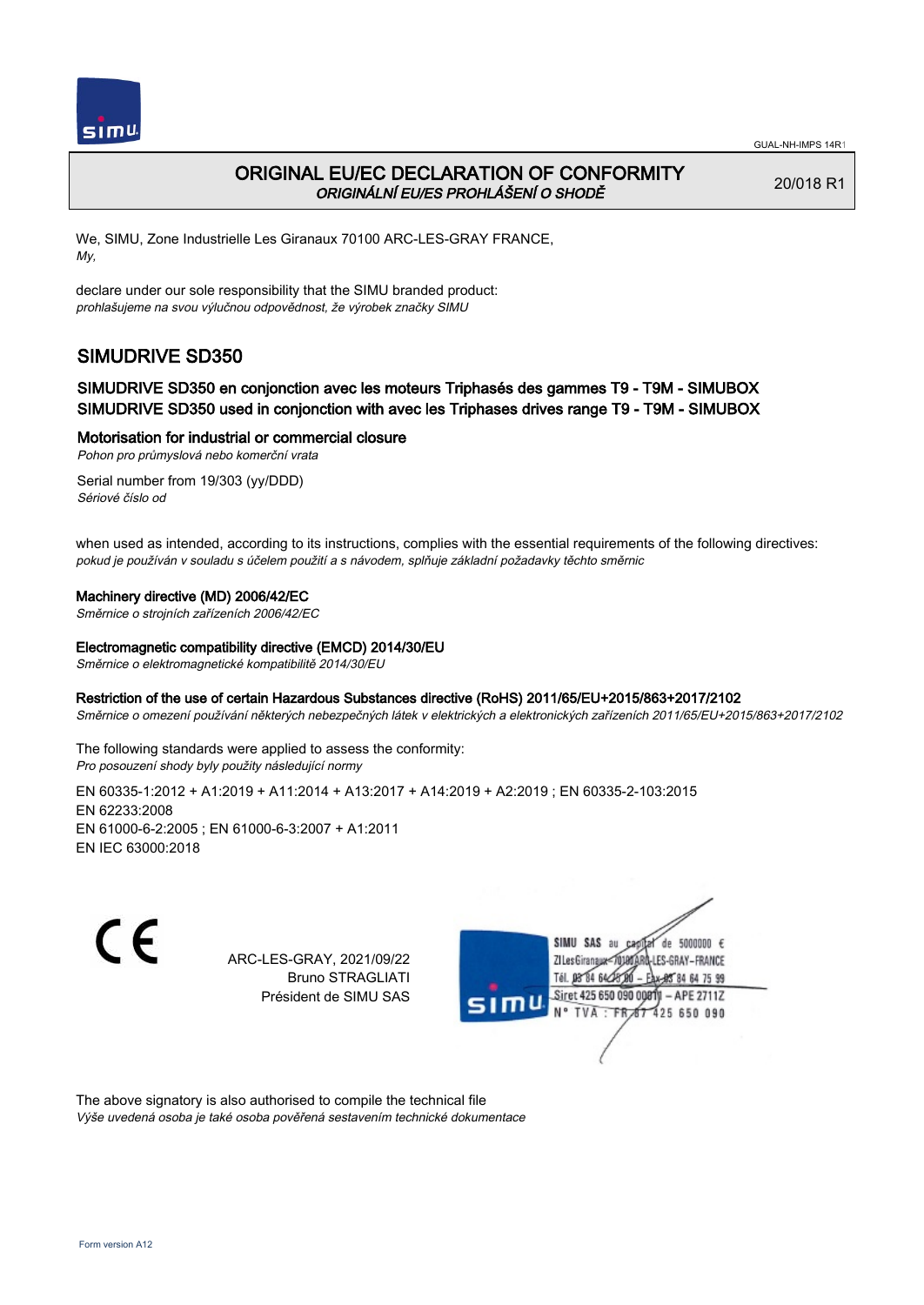# ORIGINAL EU/EC DECLARATION OF CONFORMITY

*ORIGINÁLNÍ EU/ES PROHLÁŠENÍ O SHODĚ*

20/018 R1

We, SIMU, Zone Industrielle Les Giranaux 70100 ARC-LES-GRAY FRANCE,
*My,*

declare under our sole responsibility that the SIMU branded product:
*prohlašujeme na svou výlučnou odpovědnost, že výrobek značky SIMU*

## SIMUDRIVE SD350

### SIMUDRIVE SD350 en conjonction avec les moteurs Triphasés des gammes T9 - T9M - SIMUBOX
### SIMUDRIVE SD350 used in conjonction with avec les Triphases drives range T9 - T9M - SIMUBOX

**Motorisation for industrial or commercial closure**
*Pohon pro průmyslová nebo komerční vrata*

Serial number from 19/303 (yy/DDD)
*Sériové číslo od*

when used as intended, according to its instructions, complies with the essential requirements of the following directives:
*pokud je používán v souladu s účelem použití a s návodem, splňuje základní požadavky těchto směrnic*

**Machinery directive (MD) 2006/42/EC**
*Směrnice o strojních zařízeních 2006/42/EC*

**Electromagnetic compatibility directive (EMCD) 2014/30/EU**
*Směrnice o elektromagnetické kompatibilitě 2014/30/EU*

**Restriction of the use of certain Hazardous Substances directive (RoHS) 2011/65/EU+2015/863+2017/2102**
*Směrnice o omezení používání některých nebezpečných látek v elektrických a elektronických zařízeních 2011/65/EU+2015/863+2017/2102*

The following standards were applied to assess the conformity:
*Pro posouzení shody byly použity následující normy*

EN 60335-1:2012 + A1:2019 + A11:2014 + A13:2017 + A14:2019 + A2:2019 ; EN 60335-2-103:2015
EN 62233:2008
EN 61000-6-2:2005 ; EN 61000-6-3:2007 + A1:2011
EN IEC 63000:2018

CE

ARC-LES-GRAY, 2021/09/22
Bruno STRAGLIATI
Président de SIMU SAS

SIMU SAS au capital de 5000000 €
ZI Les Giranaux 70100 ARC-LES-GRAY-FRANCE
Tél. 03 84 64 75 00 – Fax 03 84 64 75 99
Siret 425 650 090 00811 – APE 2711Z
N° TVA : FR 87 425 650 090

The above signatory is also authorised to compile the technical file
*Výše uvedená osoba je také osoba pověřená sestavením technické dokumentace*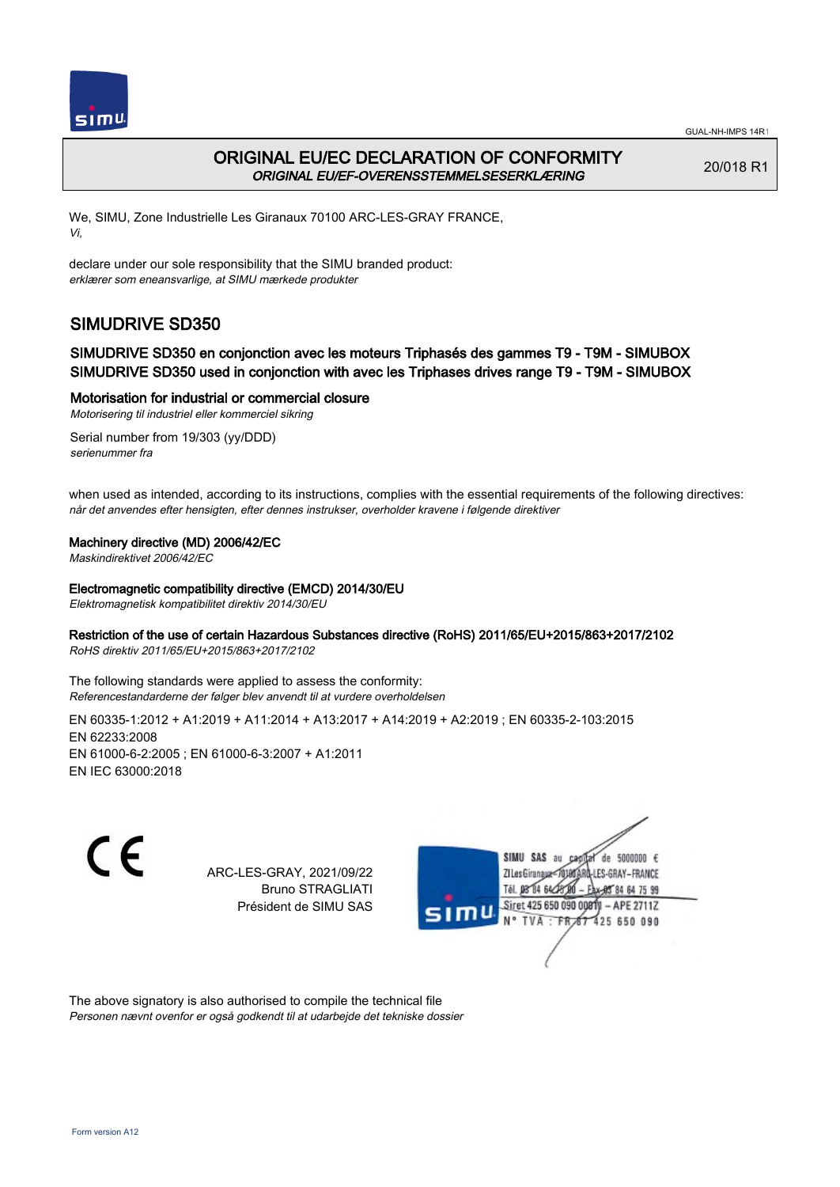# ORIGINAL EU/EC DECLARATION OF CONFORMITY

*ORIGINAL EU/EF-OVERENSSTEMMELSESERKLÆRING*

20/018 R1

We, SIMU, Zone Industrielle Les Giranaux 70100 ARC-LES-GRAY FRANCE,
*Vi,*

declare under our sole responsibility that the SIMU branded product:
*erklærer som eneansvarlige, at SIMU mærkede produkter*

## SIMUDRIVE SD350

### SIMUDRIVE SD350 en conjonction avec les moteurs Triphasés des gammes T9 - T9M - SIMUBOX
### SIMUDRIVE SD350 used in conjonction with avec les Triphases drives range T9 - T9M - SIMUBOX

**Motorisation for industrial or commercial closure**
*Motorisering til industriel eller kommerciel sikring*

Serial number from 19/303 (yy/DDD)
*serienummer fra*

when used as intended, according to its instructions, complies with the essential requirements of the following directives:
*når det anvendes efter hensigten, efter dennes instrukser, overholder kravene i følgende direktiver*

**Machinery directive (MD) 2006/42/EC**
*Maskindirektivet 2006/42/EC*

**Electromagnetic compatibility directive (EMCD) 2014/30/EU**
*Elektromagnetisk kompatibilitet direktiv 2014/30/EU*

**Restriction of the use of certain Hazardous Substances directive (RoHS) 2011/65/EU+2015/863+2017/2102**
*RoHS direktiv 2011/65/EU+2015/863+2017/2102*

The following standards were applied to assess the conformity:
*Referencestandarderne der følger blev anvendt til at vurdere overholdelsen*

EN 60335-1:2012 + A1:2019 + A11:2014 + A13:2017 + A14:2019 + A2:2019 ; EN 60335-2-103:2015
EN 62233:2008
EN 61000-6-2:2005 ; EN 61000-6-3:2007 + A1:2011
EN IEC 63000:2018

CE

ARC-LES-GRAY, 2021/09/22
Bruno STRAGLIATI
Président de SIMU SAS

SIMU SAS au capital de 5000000 €
ZI Les Giranaux - 70100 ARC-LES-GRAY - FRANCE
Tél. 03 84 64 75 00 – Fax 03 84 64 75 99
Siret 425 650 090 00011 – APE 2711Z
N° TVA : FR 87 425 650 090

The above signatory is also authorised to compile the technical file
*Personen nævnt ovenfor er også godkendt til at udarbejde det tekniske dossier*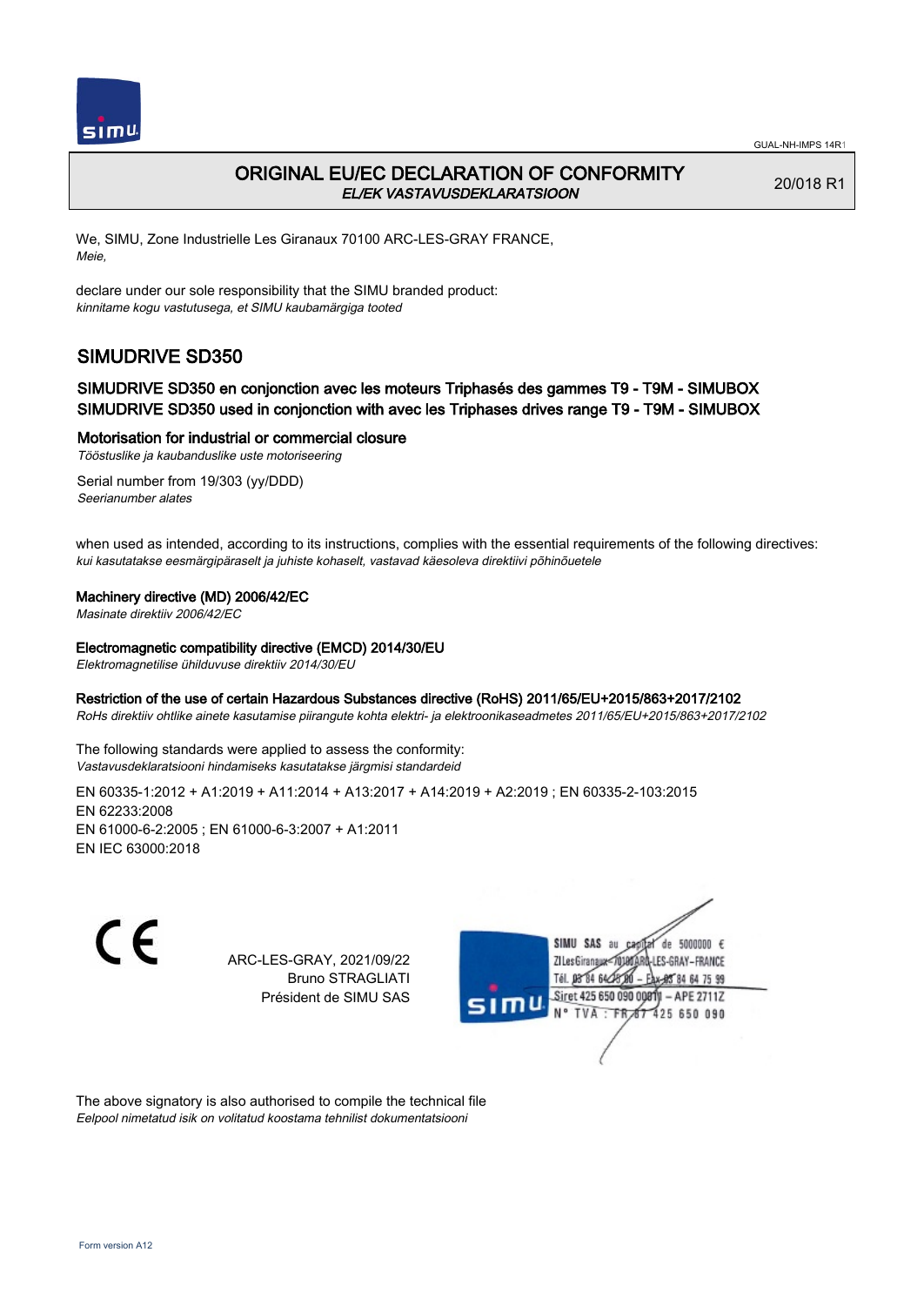GUAL-NH-IMPS 14R1

# ORIGINAL EU/EC DECLARATION OF CONFORMITY

*EL/EK VASTAVUSDEKLARATSIOON*

20/018 R1

We, SIMU, Zone Industrielle Les Giranaux 70100 ARC-LES-GRAY FRANCE,
*Meie,*

declare under our sole responsibility that the SIMU branded product:
*kinnitame kogu vastutusega, et SIMU kaubamärgiga tooted*

## SIMUDRIVE SD350

### SIMUDRIVE SD350 en conjonction avec les moteurs Triphasés des gammes T9 - T9M - SIMUBOX
### SIMUDRIVE SD350 used in conjonction with avec les Triphases drives range T9 - T9M - SIMUBOX

**Motorisation for industrial or commercial closure**
*Tööstuslike ja kaubanduslike uste motoriseering*

Serial number from 19/303 (yy/DDD)
*Seerianumber alates*

when used as intended, according to its instructions, complies with the essential requirements of the following directives:
*kui kasutatakse eesmärgipäraselt ja juhiste kohaselt, vastavad käesoleva direktiivi põhinõuetele*

**Machinery directive (MD) 2006/42/EC**
*Masinate direktiiv 2006/42/EC*

**Electromagnetic compatibility directive (EMCD) 2014/30/EU**
*Elektromagnetilise ühilduvuse direktiiv 2014/30/EU*

**Restriction of the use of certain Hazardous Substances directive (RoHS) 2011/65/EU+2015/863+2017/2102**
*RoHs direktiiv ohtlike ainete kasutamise piirangute kohta elektri- ja elektroonikaseadmetes 2011/65/EU+2015/863+2017/2102*

The following standards were applied to assess the conformity:
*Vastavusdeklaratsiooni hindamiseks kasutatakse järgmisi standardeid*

EN 60335-1:2012 + A1:2019 + A11:2014 + A13:2017 + A14:2019 + A2:2019 ; EN 60335-2-103:2015
EN 62233:2008
EN 61000-6-2:2005 ; EN 61000-6-3:2007 + A1:2011
EN IEC 63000:2018

CE

ARC-LES-GRAY, 2021/09/22
Bruno STRAGLIATI
Président de SIMU SAS

SIMU SAS au capital de 5000000 €
ZI Les Giranaux 70100 ARC-LES-GRAY-FRANCE
Tél. 03 84 64 75 00 – Fax 03 84 64 75 99
Siret 425 650 090 00811 – APE 2711Z
N° TVA : FR 87 425 650 090

The above signatory is also authorised to compile the technical file
*Eelpool nimetatud isik on volitatud koostama tehnilist dokumentatsiooni*

Form version A12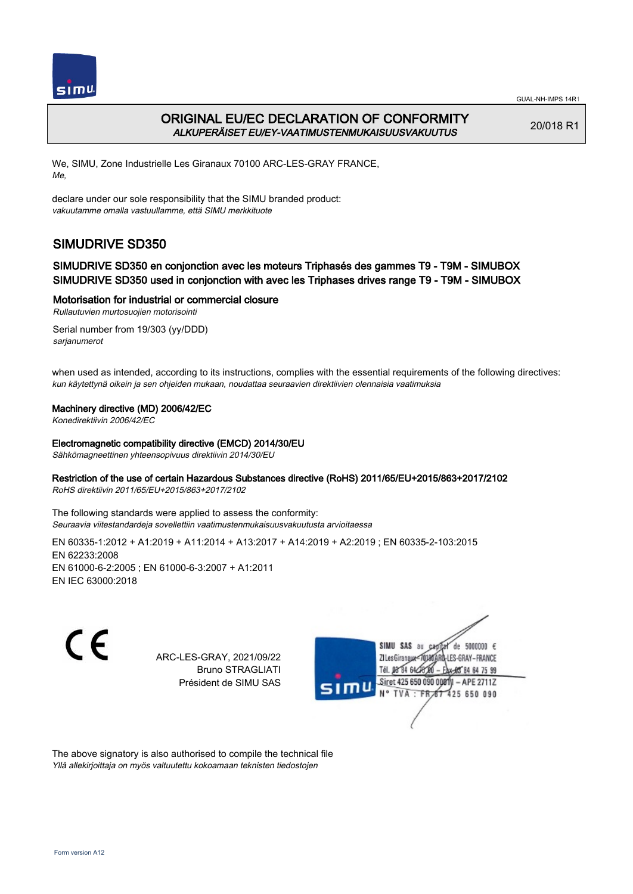# ORIGINAL EU/EC DECLARATION OF CONFORMITY
*ALKUPERÄISET EU/EY-VAATIMUSTENMUKAISUUSVAKUUTUS*

20/018 R1

We, SIMU, Zone Industrielle Les Giranaux 70100 ARC-LES-GRAY FRANCE,
*Me,*

declare under our sole responsibility that the SIMU branded product:
*vakuutamme omalla vastuullamme, että SIMU merkkituote*

## SIMUDRIVE SD350

### SIMUDRIVE SD350 en conjonction avec les moteurs Triphasés des gammes T9 - T9M - SIMUBOX
### SIMUDRIVE SD350 used in conjonction with avec les Triphases drives range T9 - T9M - SIMUBOX

**Motorisation for industrial or commercial closure**
*Rullautuvien murtosuojien motorisointi*

Serial number from 19/303 (yy/DDD)
*sarjanumerot*

when used as intended, according to its instructions, complies with the essential requirements of the following directives:
*kun käytettynä oikein ja sen ohjeiden mukaan, noudattaa seuraavien direktiivien olennaisia vaatimuksia*

**Machinery directive (MD) 2006/42/EC**
*Konedirektiivin 2006/42/EC*

**Electromagnetic compatibility directive (EMCD) 2014/30/EU**
*Sähkömagneettinen yhteensopivuus direktiivin 2014/30/EU*

**Restriction of the use of certain Hazardous Substances directive (RoHS) 2011/65/EU+2015/863+2017/2102**
*RoHS direktiivin 2011/65/EU+2015/863+2017/2102*

The following standards were applied to assess the conformity:
*Seuraavia viitestandardeja sovellettiin vaatimustenmukaisuusvakuutusta arvioitaessa*

EN 60335-1:2012 + A1:2019 + A11:2014 + A13:2017 + A14:2019 + A2:2019 ; EN 60335-2-103:2015
EN 62233:2008
EN 61000-6-2:2005 ; EN 61000-6-3:2007 + A1:2011
EN IEC 63000:2018

ARC-LES-GRAY, 2021/09/22
Bruno STRAGLIATI
Président de SIMU SAS

SIMU SAS au capital de 5000000 €
ZI Les Giranaux 70100 ARC-LES-GRAY-FRANCE
Tél. 03 84 64 75 00 – Fax 03 84 64 75 99
Siret 425 650 090 00011 – APE 2711Z
N° TVA : FR 87 425 650 090

The above signatory is also authorised to compile the technical file
*Yllä allekirjoittaja on myös valtuutettu kokoamaan teknisten tiedostojen*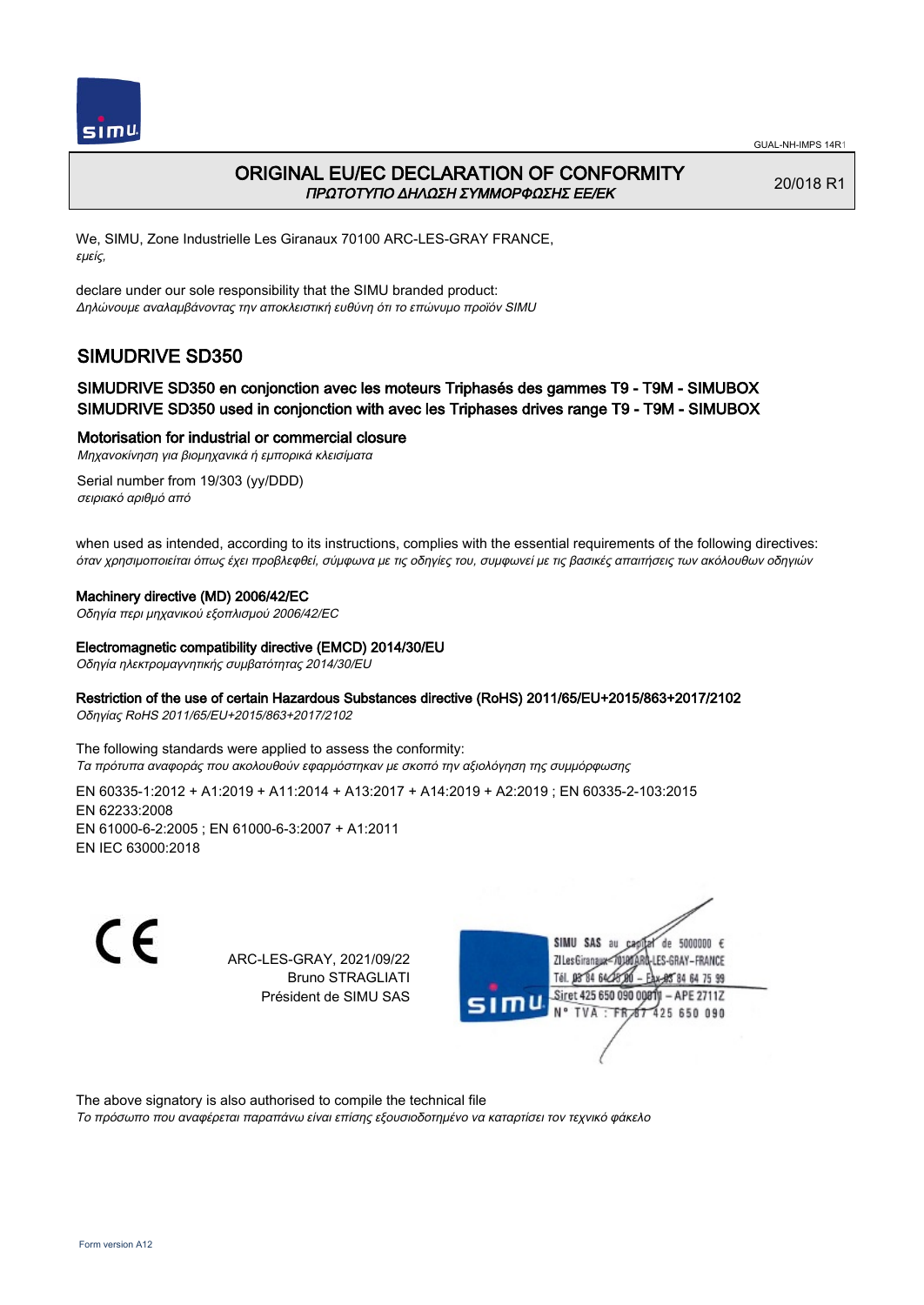# ORIGINAL EU/EC DECLARATION OF CONFORMITY

*ΠΡΩΤΟΤΥΠΟ ΔΗΛΩΣΗ ΣΥΜΜΟΡΦΩΣΗΣ ΕΕ/ΕΚ*

20/018 R1

We, SIMU, Zone Industrielle Les Giranaux 70100 ARC-LES-GRAY FRANCE,
*εμείς,*

declare under our sole responsibility that the SIMU branded product:
*Δηλώνουμε αναλαμβάνοντας την αποκλειστική ευθύνη ότι το επώνυμο προϊόν SIMU*

## SIMUDRIVE SD350

### SIMUDRIVE SD350 en conjonction avec les moteurs Triphasés des gammes T9 - T9M - SIMUBOX
### SIMUDRIVE SD350 used in conjonction with avec les Triphases drives range T9 - T9M - SIMUBOX

**Motorisation for industrial or commercial closure**
*Μηχανοκίνηση για βιομηχανικά ή εμπορικά κλεισίματα*

Serial number from 19/303 (yy/DDD)
*σειριακό αριθμό από*

when used as intended, according to its instructions, complies with the essential requirements of the following directives:
*όταν χρησιμοποιείται όπως έχει προβλεφθεί, σύμφωνα με τις οδηγίες του, συμφωνεί με τις βασικές απαιτήσεις των ακόλουθων οδηγιών*

**Machinery directive (MD) 2006/42/EC**
*Οδηγία περι μηχανικού εξοπλισμού 2006/42/EC*

**Electromagnetic compatibility directive (EMCD) 2014/30/EU**
*Οδηγία ηλεκτρομαγνητικής συμβατότητας 2014/30/EU*

**Restriction of the use of certain Hazardous Substances directive (RoHS) 2011/65/EU+2015/863+2017/2102**
*Οδηγίας RoHS 2011/65/EU+2015/863+2017/2102*

The following standards were applied to assess the conformity:
*Τα πρότυπα αναφοράς που ακολουθούν εφαρμόστηκαν με σκοπό την αξιολόγηση της συμμόρφωσης*

EN 60335-1:2012 + A1:2019 + A11:2014 + A13:2017 + A14:2019 + A2:2019 ; EN 60335-2-103:2015
EN 62233:2008
EN 61000-6-2:2005 ; EN 61000-6-3:2007 + A1:2011
EN IEC 63000:2018

CE

ARC-LES-GRAY, 2021/09/22
Bruno STRAGLIATI
Président de SIMU SAS

SIMU SAS au capital de 5000000 €
ZI Les Giranaux 70100 ARC-LES-GRAY-FRANCE
Tél. 03 84 64 75 00 – Fax 03 84 64 75 99
Siret 425 650 090 00811 – APE 2711Z
N° TVA : FR 87 425 650 090

The above signatory is also authorised to compile the technical file
*Το πρόσωπο που αναφέρεται παραπάνω είναι επίσης εξουσιοδοτημένο να καταρτίσει τον τεχνικό φάκελο*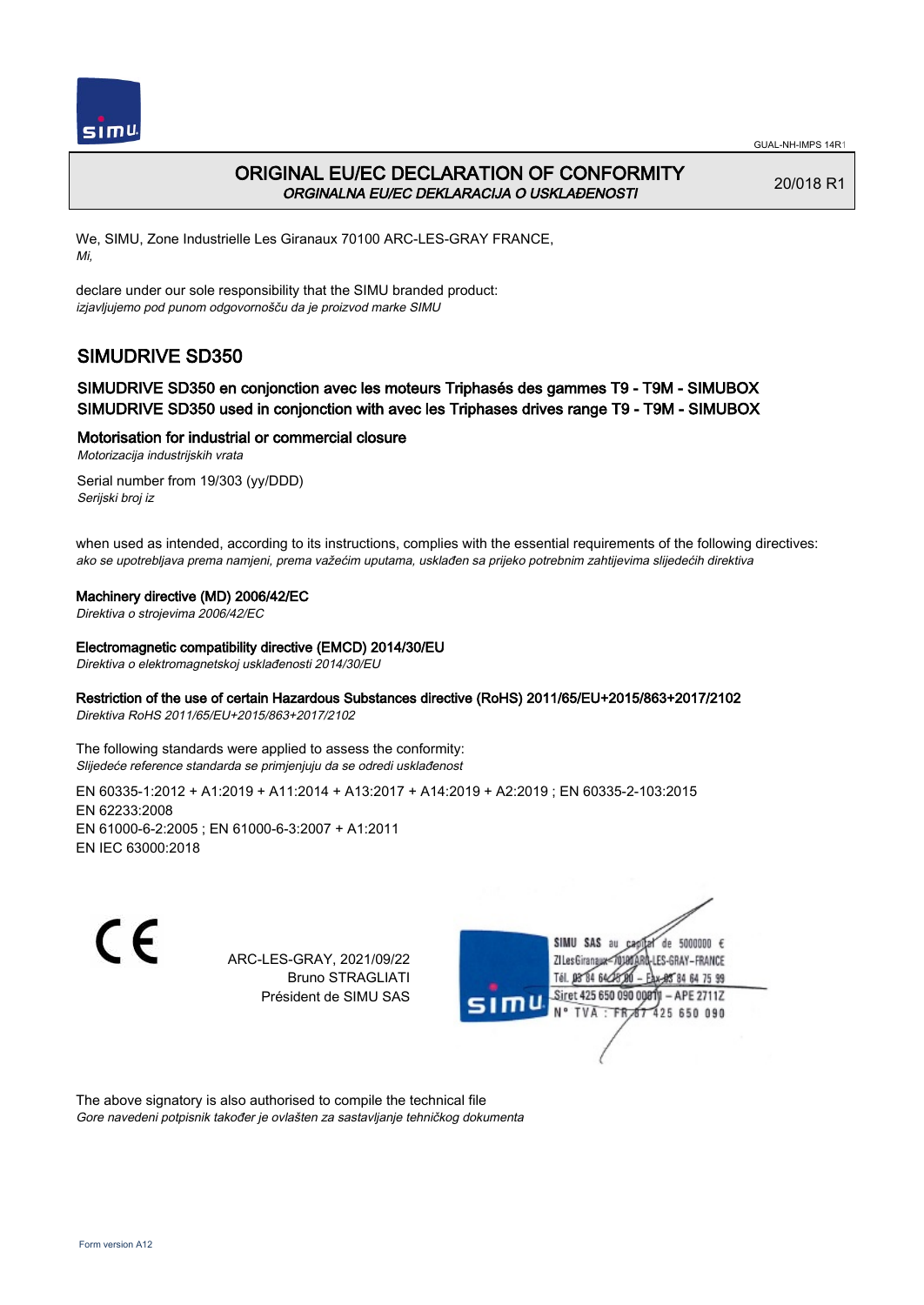GUAL-NH-IMPS 14R1

# ORIGINAL EU/EC DECLARATION OF CONFORMITY

*ORGINALNA EU/EC DEKLARACIJA O USKLAĐENOSTI*

20/018 R1

We, SIMU, Zone Industrielle Les Giranaux 70100 ARC-LES-GRAY FRANCE,
*Mi,*

declare under our sole responsibility that the SIMU branded product:
*izjavljujemo pod punom odgovornošču da je proizvod marke SIMU*

## SIMUDRIVE SD350

### SIMUDRIVE SD350 en conjonction avec les moteurs Triphasés des gammes T9 - T9M - SIMUBOX
### SIMUDRIVE SD350 used in conjonction with avec les Triphases drives range T9 - T9M - SIMUBOX

### Motorisation for industrial or commercial closure

*Motorizacija industrijskih vrata*

Serial number from 19/303 (yy/DDD)
*Serijski broj iz*

when used as intended, according to its instructions, complies with the essential requirements of the following directives:
*ako se upotrebljava prema namjeni, prema važećim uputama, usklađen sa prijeko potrebnim zahtijevima slijedećih direktiva*

**Machinery directive (MD) 2006/42/EC**
*Direktiva o strojevima 2006/42/EC*

**Electromagnetic compatibility directive (EMCD) 2014/30/EU**
*Direktiva o elektromagnetskoj usklađenosti 2014/30/EU*

**Restriction of the use of certain Hazardous Substances directive (RoHS) 2011/65/EU+2015/863+2017/2102**
*Direktiva RoHS 2011/65/EU+2015/863+2017/2102*

The following standards were applied to assess the conformity:
*Slijedeće reference standarda se primjenjuju da se odredi usklađenost*

EN 60335-1:2012 + A1:2019 + A11:2014 + A13:2017 + A14:2019 + A2:2019 ; EN 60335-2-103:2015
EN 62233:2008
EN 61000-6-2:2005 ; EN 61000-6-3:2007 + A1:2011
EN IEC 63000:2018

ARC-LES-GRAY, 2021/09/22
Bruno STRAGLIATI
Président de SIMU SAS

SIMU SAS au capital de 5000000 €
ZI Les Giranaux 70100 ARC-LES-GRAY-FRANCE
Tél. 03 84 64 75 00 – Fax 03 84 64 75 99
Siret 425 650 090 00811 – APE 2711Z
N° TVA : FR 87 425 650 090

The above signatory is also authorised to compile the technical file
*Gore navedeni potpisnik također je ovlašten za sastavljanje tehničkog dokumenta*

Form version A12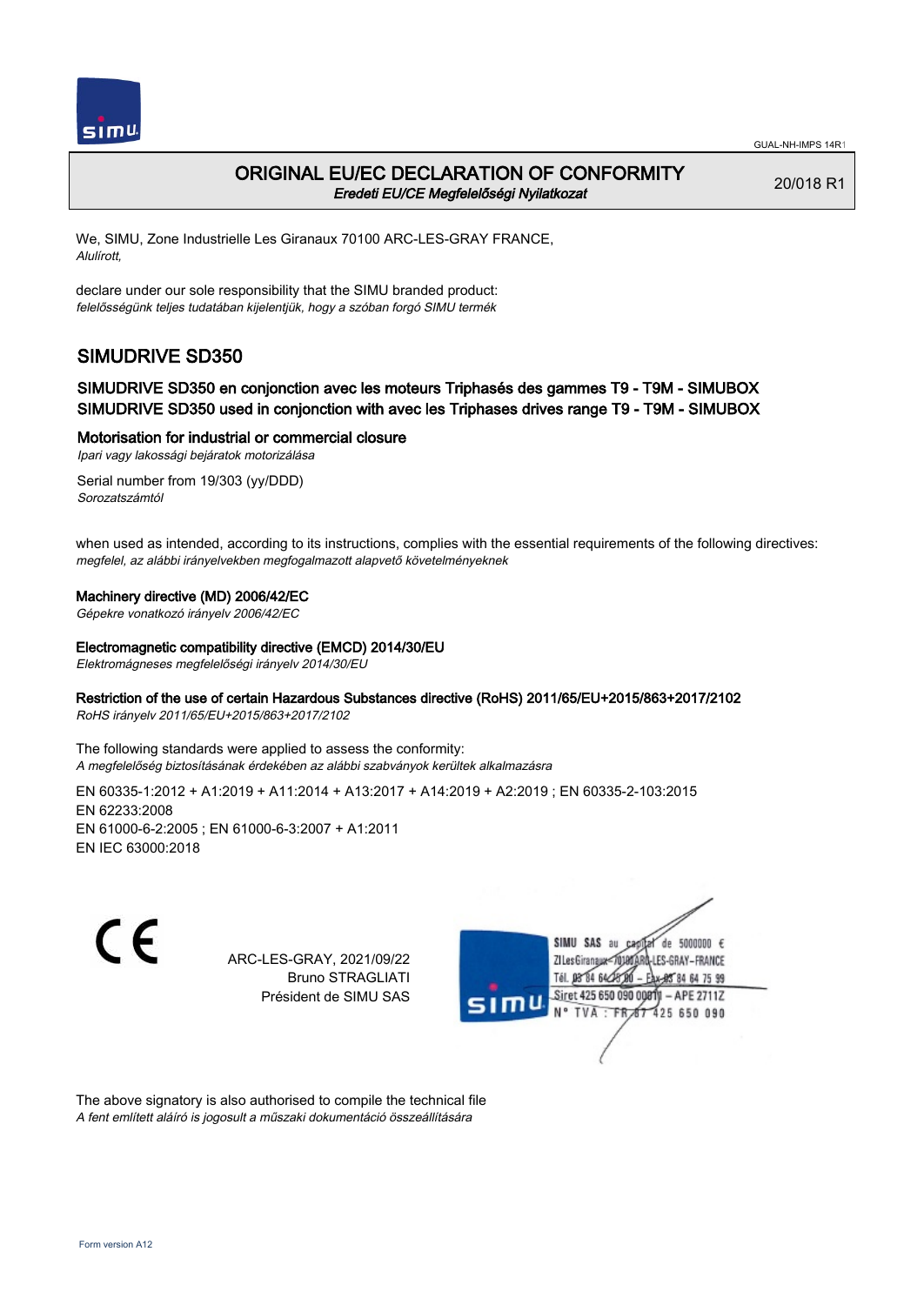GUAL-NH-IMPS 14R1

# ORIGINAL EU/EC DECLARATION OF CONFORMITY

*Eredeti EU/CE Megfelelőségi Nyilatkozat*

20/018 R1

We, SIMU, Zone Industrielle Les Giranaux 70100 ARC-LES-GRAY FRANCE,
*Alulírott,*

declare under our sole responsibility that the SIMU branded product:
*felelősségünk teljes tudatában kijelentjük, hogy a szóban forgó SIMU termék*

## SIMUDRIVE SD350

### SIMUDRIVE SD350 en conjonction avec les moteurs Triphasés des gammes T9 - T9M - SIMUBOX
### SIMUDRIVE SD350 used in conjonction with avec les Triphases drives range T9 - T9M - SIMUBOX

**Motorisation for industrial or commercial closure**
*Ipari vagy lakossági bejáratok motorizálása*

Serial number from 19/303 (yy/DDD)
*Sorozatszámtól*

when used as intended, according to its instructions, complies with the essential requirements of the following directives:
*megfelel, az alábbi irányelvekben megfogalmazott alapvető követelményeknek*

**Machinery directive (MD) 2006/42/EC**
*Gépekre vonatkozó irányelv 2006/42/EC*

**Electromagnetic compatibility directive (EMCD) 2014/30/EU**
*Elektromágneses megfelelőségi irányelv 2014/30/EU*

**Restriction of the use of certain Hazardous Substances directive (RoHS) 2011/65/EU+2015/863+2017/2102**
*RoHS irányelv 2011/65/EU+2015/863+2017/2102*

The following standards were applied to assess the conformity:
*A megfelelőség biztosításának érdekében az alábbi szabványok kerültek alkalmazásra*

EN 60335-1:2012 + A1:2019 + A11:2014 + A13:2017 + A14:2019 + A2:2019 ; EN 60335-2-103:2015
EN 62233:2008
EN 61000-6-2:2005 ; EN 61000-6-3:2007 + A1:2011
EN IEC 63000:2018

CE

ARC-LES-GRAY, 2021/09/22
Bruno STRAGLIATI
Président de SIMU SAS

SIMU SAS au capital de 5000000 €
ZI Les Giranaux - 70100 ARC-LES-GRAY - FRANCE
Tél. 03 84 64 75 00 - Fax 03 84 64 75 99
Siret 425 650 090 00011 - APE 2711Z
N° TVA : FR 67 425 650 090

The above signatory is also authorised to compile the technical file
*A fent említett aláíró is jogosult a műszaki dokumentáció összeállítására*

Form version A12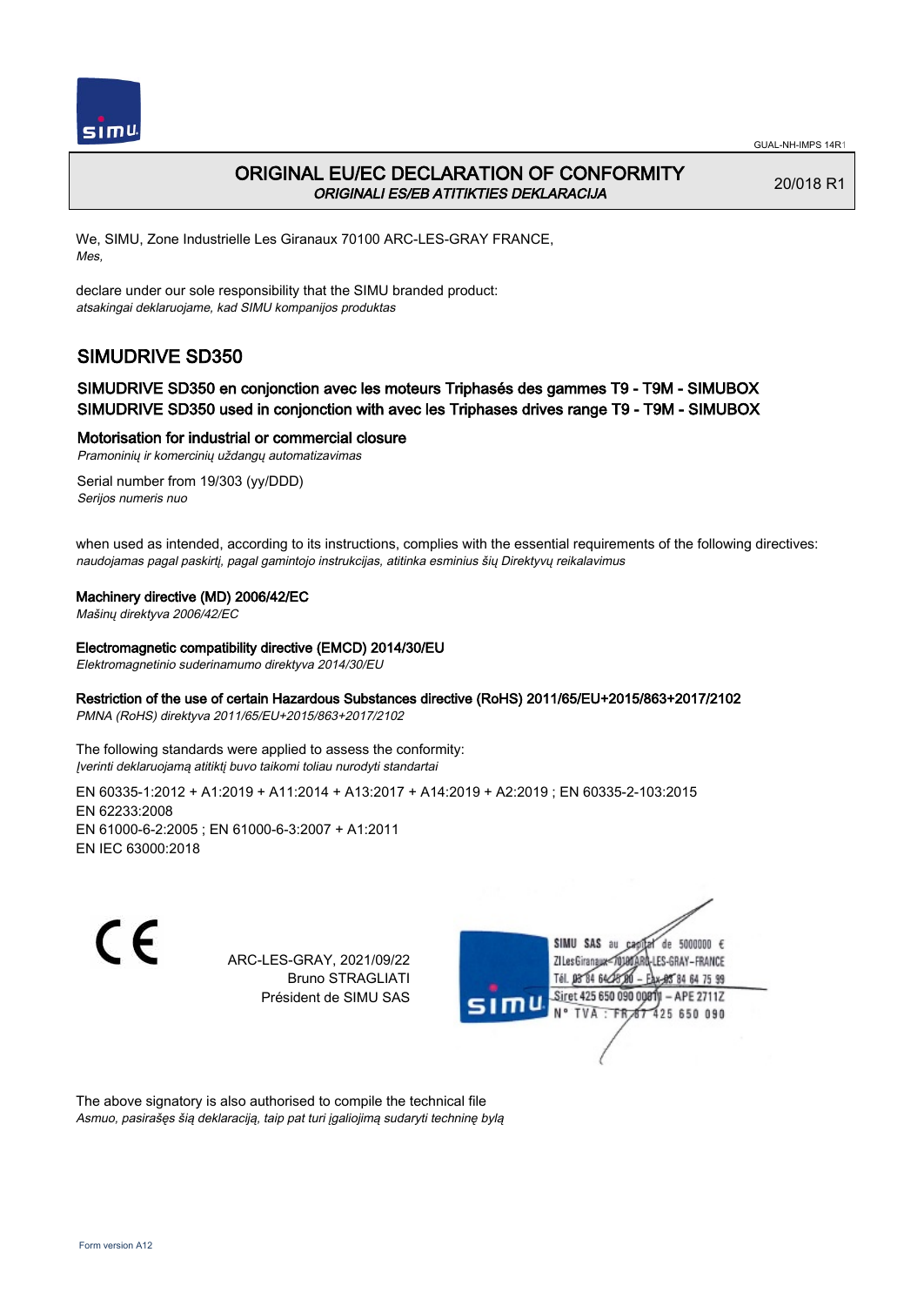GUAL-NH-IMPS 14R1

# ORIGINAL EU/EC DECLARATION OF CONFORMITY

*ORIGINALI ES/EB ATITIKTIES DEKLARACIJA*

20/018 R1

We, SIMU, Zone Industrielle Les Giranaux 70100 ARC-LES-GRAY FRANCE,
*Mes,*

declare under our sole responsibility that the SIMU branded product:
*atsakingai deklaruojame, kad SIMU kompanijos produktas*

## SIMUDRIVE SD350

### SIMUDRIVE SD350 en conjonction avec les moteurs Triphasés des gammes T9 - T9M - SIMUBOX
### SIMUDRIVE SD350 used in conjonction with avec les Triphases drives range T9 - T9M - SIMUBOX

**Motorisation for industrial or commercial closure**
*Pramoninių ir komercinių uždangų automatizavimas*

Serial number from 19/303 (yy/DDD)
*Serijos numeris nuo*

when used as intended, according to its instructions, complies with the essential requirements of the following directives:
*naudojamas pagal paskirtį, pagal gamintojo instrukcijas, atitinka esminius šių Direktyvų reikalavimus*

**Machinery directive (MD) 2006/42/EC**
*Mašinų direktyva 2006/42/EC*

**Electromagnetic compatibility directive (EMCD) 2014/30/EU**
*Elektromagnetinio suderinamumo direktyva 2014/30/EU*

**Restriction of the use of certain Hazardous Substances directive (RoHS) 2011/65/EU+2015/863+2017/2102**
*PMNA (RoHS) direktyva 2011/65/EU+2015/863+2017/2102*

The following standards were applied to assess the conformity:
*Įverinti deklaruojamą atitiktį buvo taikomi toliau nurodyti standartai*

EN 60335-1:2012 + A1:2019 + A11:2014 + A13:2017 + A14:2019 + A2:2019 ; EN 60335-2-103:2015
EN 62233:2008
EN 61000-6-2:2005 ; EN 61000-6-3:2007 + A1:2011
EN IEC 63000:2018

CE

ARC-LES-GRAY, 2021/09/22
Bruno STRAGLIATI
Président de SIMU SAS

SIMU SAS au capital de 5000000 €
ZI Les Giranaux 70100 ARC-LES-GRAY-FRANCE
Tél. 03 84 64 75 00 – Fax 03 84 64 75 99
Siret 425 650 090 00811 – APE 2711Z
N° TVA : FR 87 425 650 090

The above signatory is also authorised to compile the technical file
*Asmuo, pasirašęs šią deklaraciją, taip pat turi įgaliojimą sudaryti techninę bylą*

Form version A12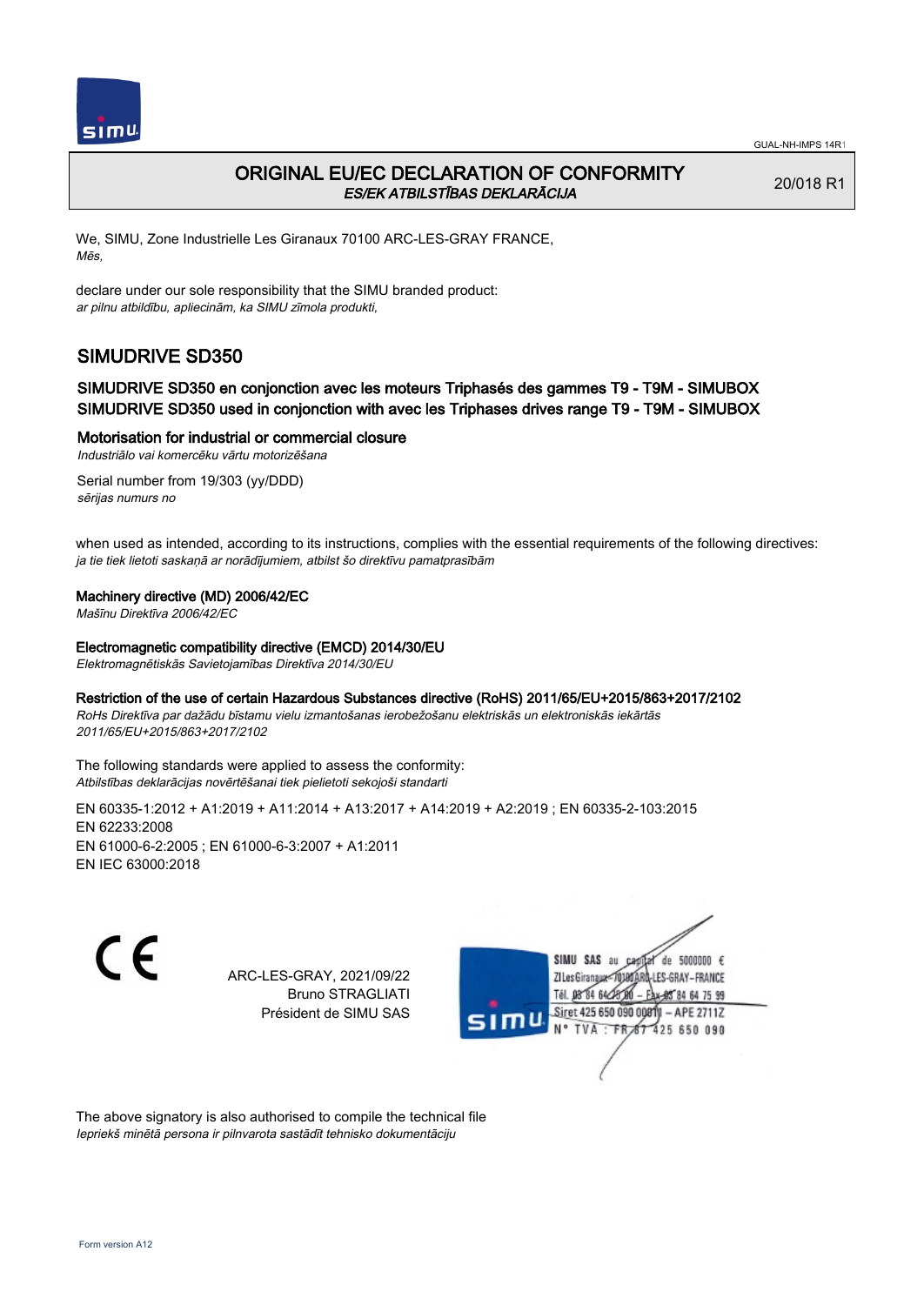GUAL-NH-IMPS 14R1

# ORIGINAL EU/EC DECLARATION OF CONFORMITY

*ES/EK ATBILSTĪBAS DEKLARĀCIJA*

20/018 R1

We, SIMU, Zone Industrielle Les Giranaux 70100 ARC-LES-GRAY FRANCE,
*Mēs,*

declare under our sole responsibility that the SIMU branded product:
*ar pilnu atbildību, apliecinām, ka SIMU zīmola produkti,*

## SIMUDRIVE SD350

### SIMUDRIVE SD350 en conjonction avec les moteurs Triphasés des gammes T9 - T9M - SIMUBOX
### SIMUDRIVE SD350 used in conjonction with avec les Triphases drives range T9 - T9M - SIMUBOX

**Motorisation for industrial or commercial closure**
*Industriālo vai komercēku vārtu motorizēšana*

Serial number from 19/303 (yy/DDD)
*sērijas numurs no*

when used as intended, according to its instructions, complies with the essential requirements of the following directives:
*ja tie tiek lietoti saskaņā ar norādījumiem, atbilst šo direktīvu pamatprasībām*

**Machinery directive (MD) 2006/42/EC**
*Mašīnu Direktīva 2006/42/EC*

**Electromagnetic compatibility directive (EMCD) 2014/30/EU**
*Elektromagnētiskās Savietojamības Direktīva 2014/30/EU*

**Restriction of the use of certain Hazardous Substances directive (RoHS) 2011/65/EU+2015/863+2017/2102**
*RoHs Direktīva par dažādu bīstamu vielu izmantošanas ierobežošanu elektriskās un elektroniskās iekārtās 2011/65/EU+2015/863+2017/2102*

The following standards were applied to assess the conformity:
*Atbilstības deklarācijas novērtēšanai tiek pielietoti sekojoši standarti*

EN 60335-1:2012 + A1:2019 + A11:2014 + A13:2017 + A14:2019 + A2:2019 ; EN 60335-2-103:2015
EN 62233:2008
EN 61000-6-2:2005 ; EN 61000-6-3:2007 + A1:2011
EN IEC 63000:2018

CE

ARC-LES-GRAY, 2021/09/22
Bruno STRAGLIATI
Président de SIMU SAS

SIMU SAS au capital de 5000000 €
ZI Les Giranaux 70100 ARC-LES-GRAY-FRANCE
Tél. 03 84 64 28 00 – Fax 03 84 64 75 99
Siret 425 650 090 00011 – APE 2711Z
N° TVA : FR 67 425 650 090

The above signatory is also authorised to compile the technical file
*Iepriekš minētā persona ir pilnvarota sastādīt tehnisko dokumentāciju*

Form version A12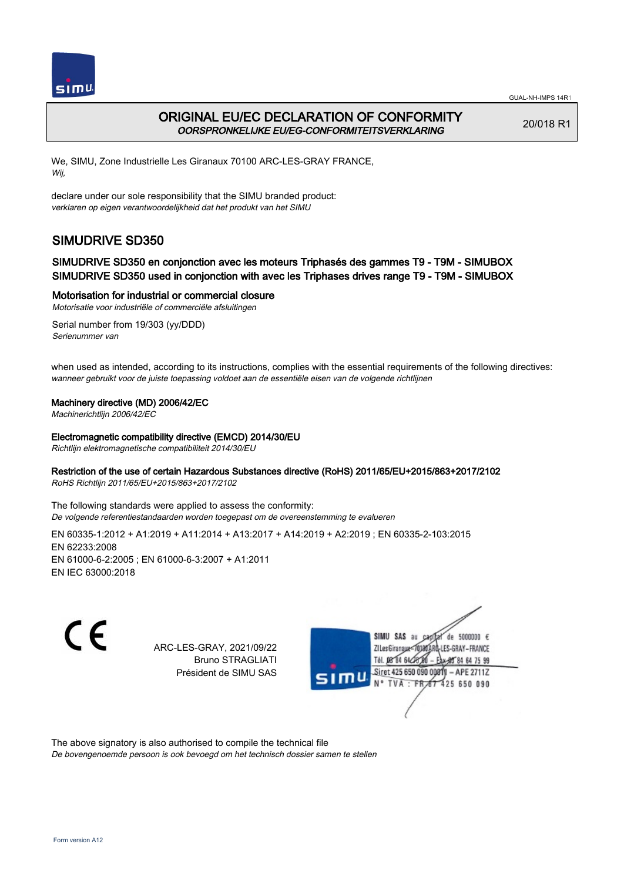GUAL-NH-IMPS 14R1

# ORIGINAL EU/EC DECLARATION OF CONFORMITY
*OORSPRONKELIJKE EU/EG-CONFORMITEITSVERKLARING*

20/018 R1

We, SIMU, Zone Industrielle Les Giranaux 70100 ARC-LES-GRAY FRANCE,
*Wij,*

declare under our sole responsibility that the SIMU branded product:
*verklaren op eigen verantwoordelijkheid dat het produkt van het SIMU*

## SIMUDRIVE SD350

### SIMUDRIVE SD350 en conjonction avec les moteurs Triphasés des gammes T9 - T9M - SIMUBOX
### SIMUDRIVE SD350 used in conjonction with avec les Triphases drives range T9 - T9M - SIMUBOX

### Motorisation for industrial or commercial closure
*Motorisatie voor industriële of commerciële afsluitingen*

Serial number from 19/303 (yy/DDD)
*Serienummer van*

when used as intended, according to its instructions, complies with the essential requirements of the following directives:
*wanneer gebruikt voor de juiste toepassing voldoet aan de essentiële eisen van de volgende richtlijnen*

**Machinery directive (MD) 2006/42/EC**
*Machinerichtlijn 2006/42/EC*

**Electromagnetic compatibility directive (EMCD) 2014/30/EU**
*Richtlijn elektromagnetische compatibiliteit 2014/30/EU*

**Restriction of the use of certain Hazardous Substances directive (RoHS) 2011/65/EU+2015/863+2017/2102**
*RoHS Richtlijn 2011/65/EU+2015/863+2017/2102*

The following standards were applied to assess the conformity:
*De volgende referentiestandaarden worden toegepast om de overeenstemming te evalueren*

EN 60335-1:2012 + A1:2019 + A11:2014 + A13:2017 + A14:2019 + A2:2019 ; EN 60335-2-103:2015
EN 62233:2008
EN 61000-6-2:2005 ; EN 61000-6-3:2007 + A1:2011
EN IEC 63000:2018

ARC-LES-GRAY, 2021/09/22
Bruno STRAGLIATI
Président de SIMU SAS

SIMU SAS au capital de 5000000 €
ZI Les Giranaux 70100 ARC-LES-GRAY-FRANCE
Tél. 03 84 64 75 00 – Fax 03 84 64 75 99
Siret 425 650 090 00811 – APE 2711Z
N° TVA : FR 87 425 650 090

The above signatory is also authorised to compile the technical file
*De bovengenoemde persoon is ook bevoegd om het technisch dossier samen te stellen*

Form version A12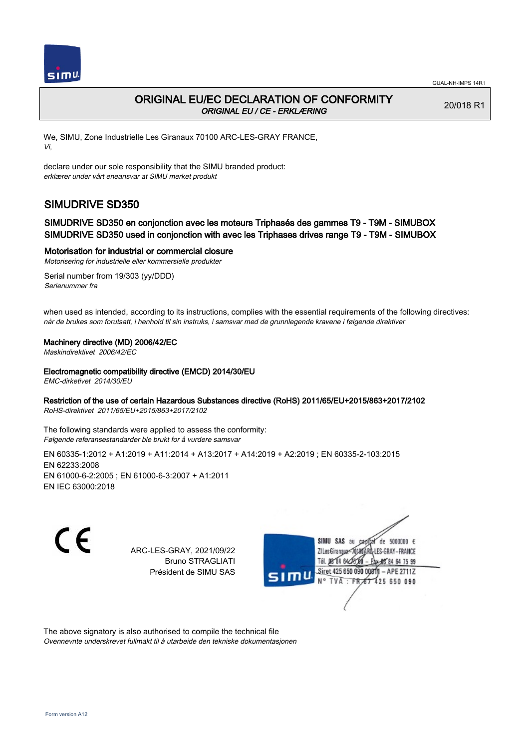GUAL-NH-IMPS 14R1

# ORIGINAL EU/EC DECLARATION OF CONFORMITY

*ORIGINAL EU / CE - ERKLÆRING*

20/018 R1

We, SIMU, Zone Industrielle Les Giranaux 70100 ARC-LES-GRAY FRANCE,
*Vi,*

declare under our sole responsibility that the SIMU branded product:
*erklærer under vårt eneansvar at SIMU merket produkt*

## SIMUDRIVE SD350

### SIMUDRIVE SD350 en conjonction avec les moteurs Triphasés des gammes T9 - T9M - SIMUBOX
### SIMUDRIVE SD350 used in conjonction with avec les Triphases drives range T9 - T9M - SIMUBOX

### Motorisation for industrial or commercial closure

*Motorisering for industrielle eller kommersielle produkter*

Serial number from 19/303 (yy/DDD)
*Serienummer fra*

when used as intended, according to its instructions, complies with the essential requirements of the following directives:
*når de brukes som forutsatt, i henhold til sin instruks, i samsvar med de grunnlegende kravene i følgende direktiver*

**Machinery directive (MD) 2006/42/EC**
*Maskindirektivet 2006/42/EC*

**Electromagnetic compatibility directive (EMCD) 2014/30/EU**
*EMC-dirketivet 2014/30/EU*

**Restriction of the use of certain Hazardous Substances directive (RoHS) 2011/65/EU+2015/863+2017/2102**
*RoHS-direktivet 2011/65/EU+2015/863+2017/2102*

The following standards were applied to assess the conformity:
*Følgende referansestandarder ble brukt for å vurdere samsvar*

EN 60335-1:2012 + A1:2019 + A11:2014 + A13:2017 + A14:2019 + A2:2019 ; EN 60335-2-103:2015
EN 62233:2008
EN 61000-6-2:2005 ; EN 61000-6-3:2007 + A1:2011
EN IEC 63000:2018

CE

ARC-LES-GRAY, 2021/09/22
Bruno STRAGLIATI
Président de SIMU SAS

SIMU SAS au capital de 5000000 €
ZI Les Giranaux 70100 ARC-LES-GRAY-FRANCE
Tél. 03 84 64 75 00 – Fax 03 84 64 75 99
Siret 425 650 090 00011 – APE 2711Z
N° TVA : FR 87 425 650 090

The above signatory is also authorised to compile the technical file
*Ovennevnte underskrevet fullmakt til å utarbeide den tekniske dokumentasjonen*

Form version A12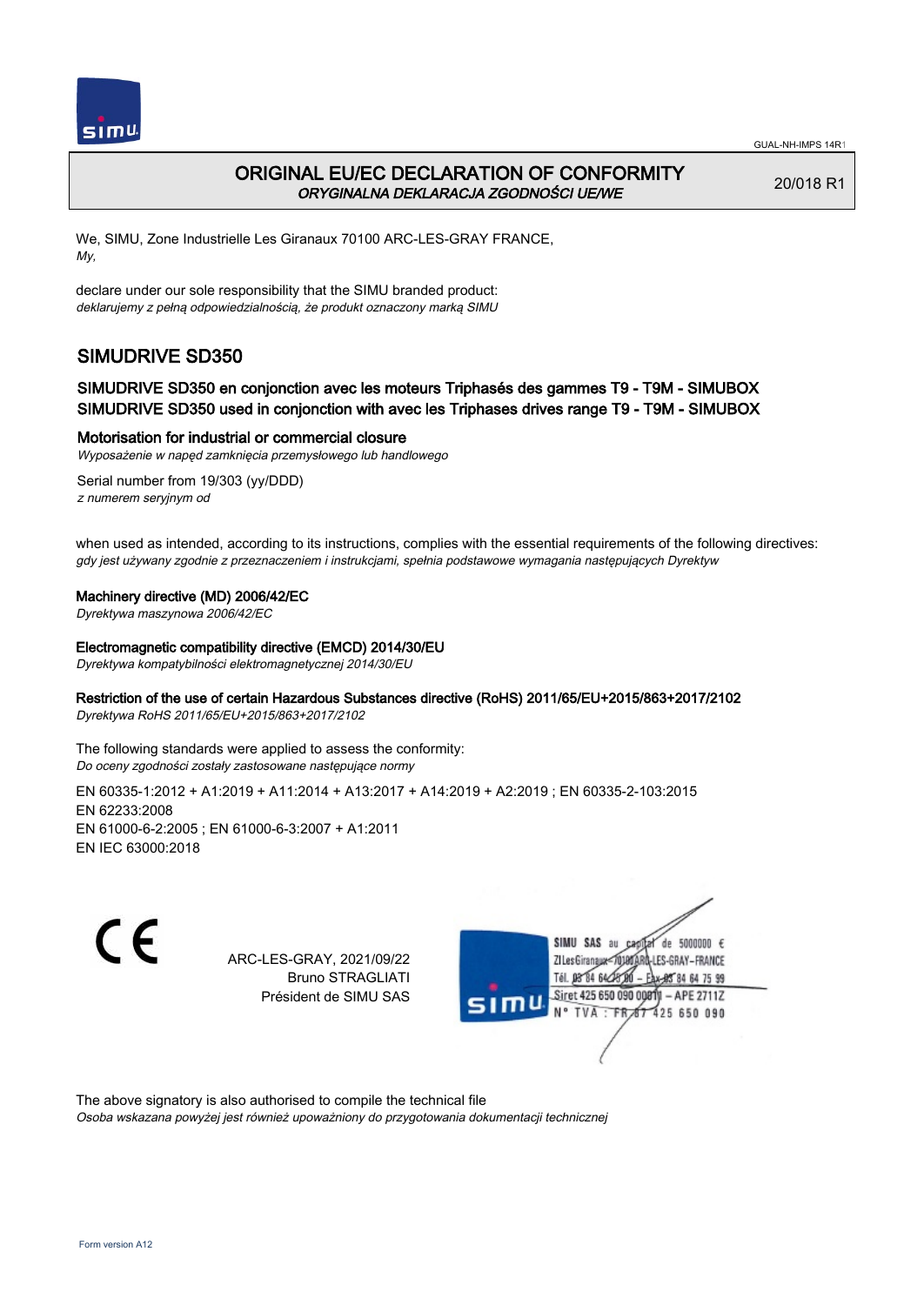GUAL-NH-IMPS 14R1

# ORIGINAL EU/EC DECLARATION OF CONFORMITY

*ORYGINALNA DEKLARACJA ZGODNOŚCI UE/WE*

20/018 R1

We, SIMU, Zone Industrielle Les Giranaux 70100 ARC-LES-GRAY FRANCE,
*My,*

declare under our sole responsibility that the SIMU branded product:
*deklarujemy z pełną odpowiedzialnością, że produkt oznaczony marką SIMU*

## SIMUDRIVE SD350

### SIMUDRIVE SD350 en conjonction avec les moteurs Triphasés des gammes T9 - T9M - SIMUBOX
### SIMUDRIVE SD350 used in conjonction with avec les Triphases drives range T9 - T9M - SIMUBOX

**Motorisation for industrial or commercial closure**
*Wyposażenie w napęd zamknięcia przemysłowego lub handlowego*

Serial number from 19/303 (yy/DDD)
*z numerem seryjnym od*

when used as intended, according to its instructions, complies with the essential requirements of the following directives:
*gdy jest używany zgodnie z przeznaczeniem i instrukcjami, spełnia podstawowe wymagania następujących Dyrektyw*

**Machinery directive (MD) 2006/42/EC**
*Dyrektywa maszynowa 2006/42/EC*

**Electromagnetic compatibility directive (EMCD) 2014/30/EU**
*Dyrektywa kompatybilności elektromagnetycznej 2014/30/EU*

**Restriction of the use of certain Hazardous Substances directive (RoHS) 2011/65/EU+2015/863+2017/2102**
*Dyrektywa RoHS 2011/65/EU+2015/863+2017/2102*

The following standards were applied to assess the conformity:
*Do oceny zgodności zostały zastosowane następujące normy*

EN 60335-1:2012 + A1:2019 + A11:2014 + A13:2017 + A14:2019 + A2:2019 ; EN 60335-2-103:2015
EN 62233:2008
EN 61000-6-2:2005 ; EN 61000-6-3:2007 + A1:2011
EN IEC 63000:2018

CE

ARC-LES-GRAY, 2021/09/22
Bruno STRAGLIATI
Président de SIMU SAS

SIMU SAS au capital de 5000000 €
ZI Les Giranaux 70100 ARC-LES-GRAY-FRANCE
Tél. 03 84 64 75 00 – Fax 03 84 64 75 99
Siret 425 650 090 00811 – APE 2711Z
N° TVA : FR 87 425 650 090

The above signatory is also authorised to compile the technical file
*Osoba wskazana powyżej jest również upoważniony do przygotowania dokumentacji technicznej*

Form version A12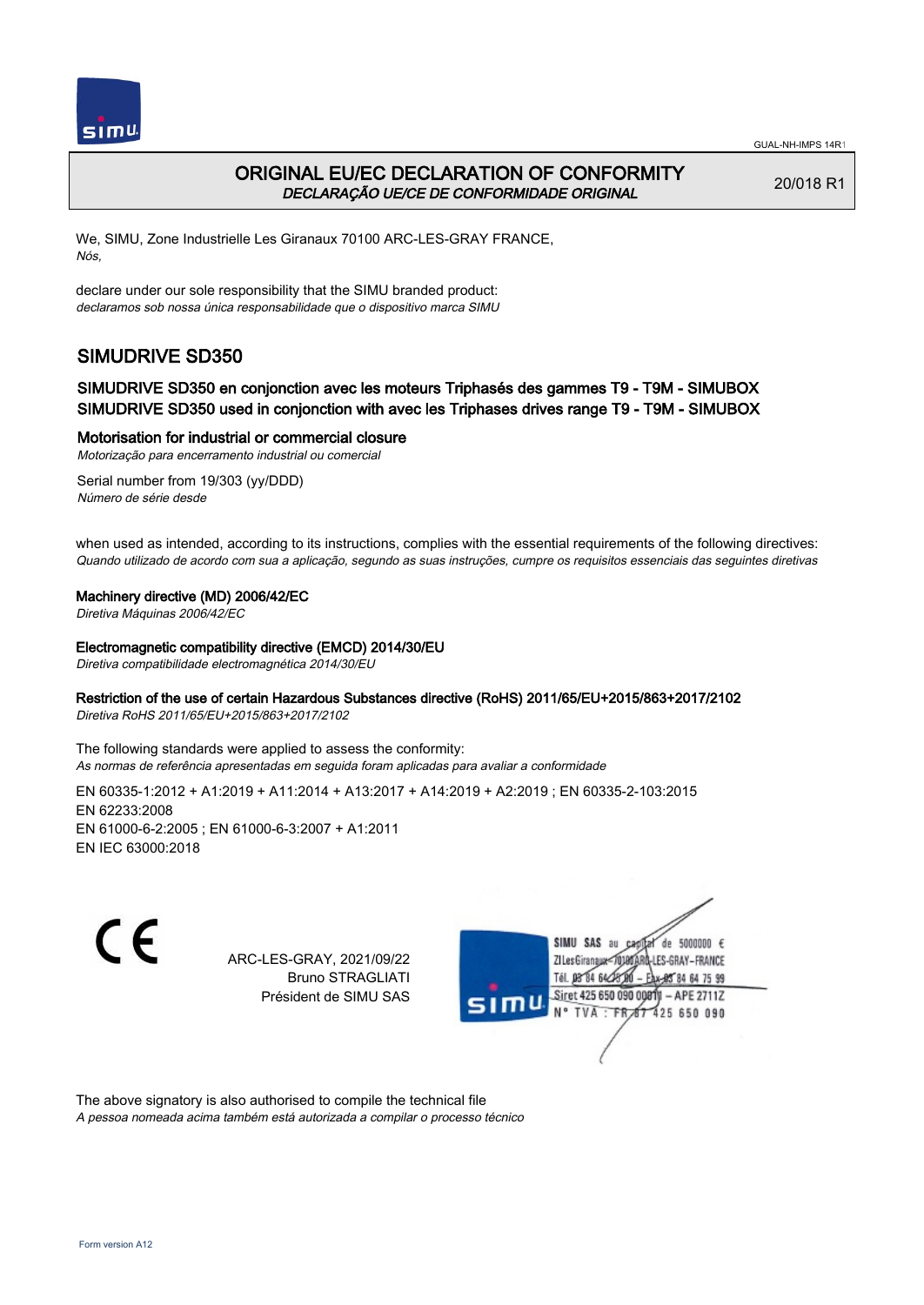# ORIGINAL EU/EC DECLARATION OF CONFORMITY
*DECLARAÇÃO UE/CE DE CONFORMIDADE ORIGINAL*

20/018 R1

We, SIMU, Zone Industrielle Les Giranaux 70100 ARC-LES-GRAY FRANCE,
*Nós,*

declare under our sole responsibility that the SIMU branded product:
*declaramos sob nossa única responsabilidade que o dispositivo marca SIMU*

## SIMUDRIVE SD350

### SIMUDRIVE SD350 en conjonction avec les moteurs Triphasés des gammes T9 - T9M - SIMUBOX
### SIMUDRIVE SD350 used in conjonction with avec les Triphases drives range T9 - T9M - SIMUBOX

### Motorisation for industrial or commercial closure
*Motorização para encerramento industrial ou comercial*

Serial number from 19/303 (yy/DDD)
*Número de série desde*

when used as intended, according to its instructions, complies with the essential requirements of the following directives:
*Quando utilizado de acordo com sua a aplicação, segundo as suas instruções, cumpre os requisitos essenciais das seguintes diretivas*

**Machinery directive (MD) 2006/42/EC**
*Diretiva Máquinas 2006/42/EC*

**Electromagnetic compatibility directive (EMCD) 2014/30/EU**
*Diretiva compatibilidade electromagnética 2014/30/EU*

**Restriction of the use of certain Hazardous Substances directive (RoHS) 2011/65/EU+2015/863+2017/2102**
*Diretiva RoHS 2011/65/EU+2015/863+2017/2102*

The following standards were applied to assess the conformity:
*As normas de referência apresentadas em seguida foram aplicadas para avaliar a conformidade*

EN 60335-1:2012 + A1:2019 + A11:2014 + A13:2017 + A14:2019 + A2:2019 ; EN 60335-2-103:2015
EN 62233:2008
EN 61000-6-2:2005 ; EN 61000-6-3:2007 + A1:2011
EN IEC 63000:2018

CE

ARC-LES-GRAY, 2021/09/22
Bruno STRAGLIATI
Président de SIMU SAS

SIMU SAS au capital de 5000000 €
ZI Les Giranaux 70100 ARC-LES-GRAY-FRANCE
Tél. 03 84 64 75 00 – Fax 03 84 64 75 99
Siret 425 650 090 00011 – APE 2711Z
N° TVA : FR 87 425 650 090

The above signatory is also authorised to compile the technical file
*A pessoa nomeada acima também está autorizada a compilar o processo técnico*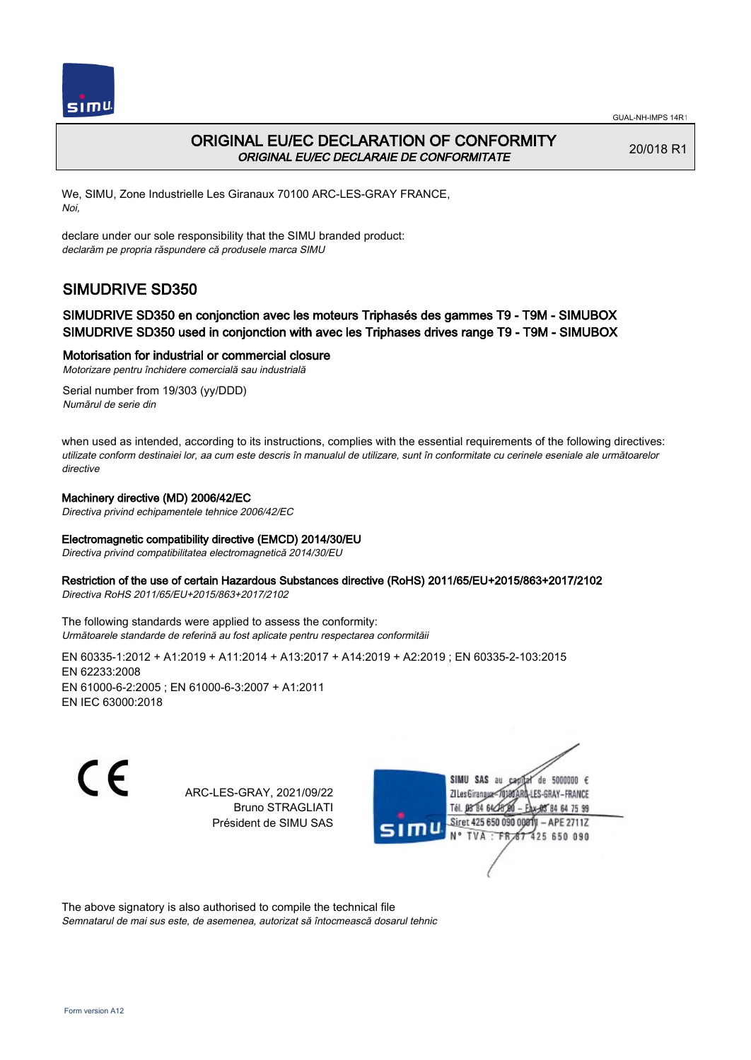# ORIGINAL EU/EC DECLARATION OF CONFORMITY

*ORIGINAL EU/EC DECLARAIE DE CONFORMITATE*

20/018 R1

We, SIMU, Zone Industrielle Les Giranaux 70100 ARC-LES-GRAY FRANCE,
*Noi,*

declare under our sole responsibility that the SIMU branded product:
*declarăm pe propria răspundere că produsele marca SIMU*

## SIMUDRIVE SD350

### SIMUDRIVE SD350 en conjonction avec les moteurs Triphasés des gammes T9 - T9M - SIMUBOX
### SIMUDRIVE SD350 used in conjonction with avec les Triphases drives range T9 - T9M - SIMUBOX

**Motorisation for industrial or commercial closure**
*Motorizare pentru închidere comercială sau industrială*

Serial number from 19/303 (yy/DDD)
*Numărul de serie din*

when used as intended, according to its instructions, complies with the essential requirements of the following directives:
*utilizate conform destinaiei lor, aa cum este descris în manualul de utilizare, sunt în conformitate cu cerinele eseniale ale următoarelor directive*

**Machinery directive (MD) 2006/42/EC**
*Directiva privind echipamentele tehnice 2006/42/EC*

**Electromagnetic compatibility directive (EMCD) 2014/30/EU**
*Directiva privind compatibilitatea electromagnetică 2014/30/EU*

**Restriction of the use of certain Hazardous Substances directive (RoHS) 2011/65/EU+2015/863+2017/2102**
*Directiva RoHS 2011/65/EU+2015/863+2017/2102*

The following standards were applied to assess the conformity:
*Următoarele standarde de referină au fost aplicate pentru respectarea conformităii*

EN 60335-1:2012 + A1:2019 + A11:2014 + A13:2017 + A14:2019 + A2:2019 ; EN 60335-2-103:2015
EN 62233:2008
EN 61000-6-2:2005 ; EN 61000-6-3:2007 + A1:2011
EN IEC 63000:2018

ARC-LES-GRAY, 2021/09/22
Bruno STRAGLIATI
Président de SIMU SAS

SIMU SAS au capital de 5000000 €
ZI Les Giranaux 70100 ARC-LES-GRAY-FRANCE
Tél. 03 84 64 75 00 – Fax 03 84 64 75 99
Siret 425 650 090 00011 – APE 2711Z
N° TVA : FR 67 425 650 090

The above signatory is also authorised to compile the technical file
*Semnatarul de mai sus este, de asemenea, autorizat să întocmească dosarul tehnic*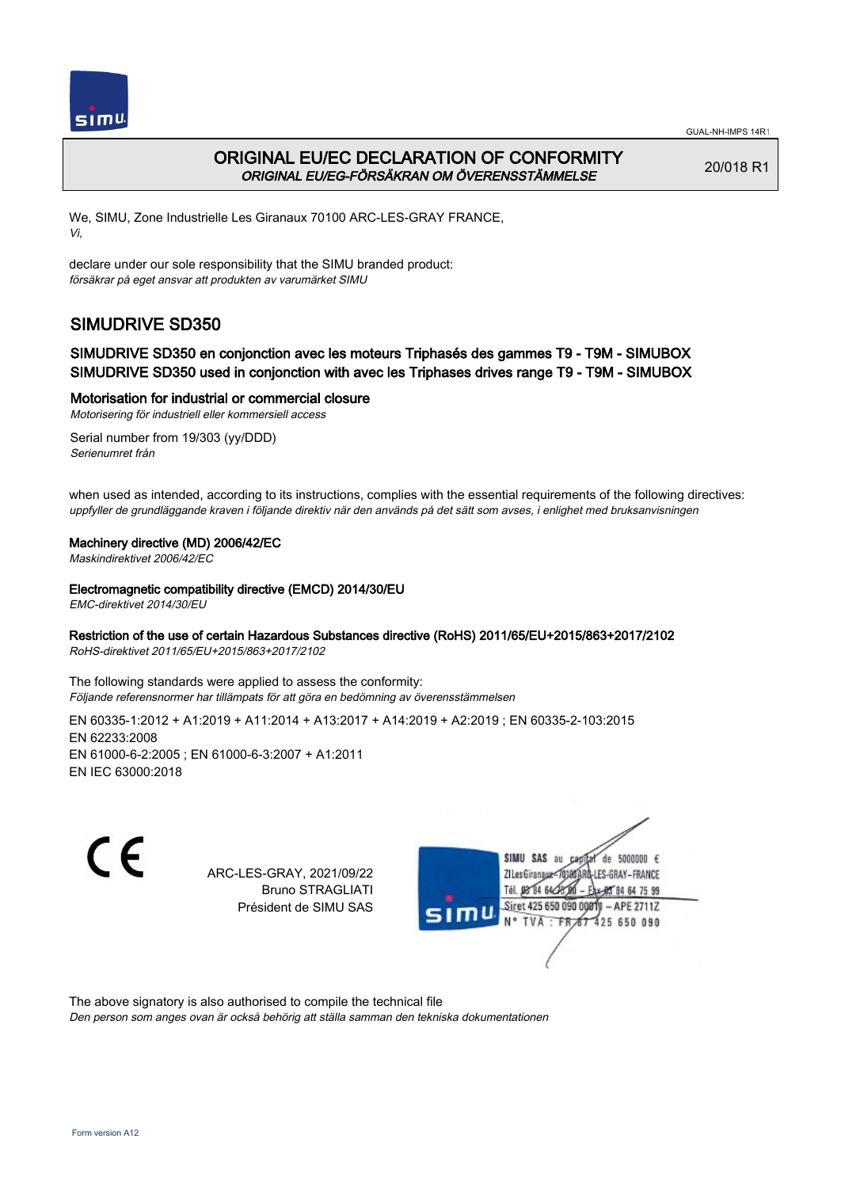GUAL-NH-IMPS 14R1

# ORIGINAL EU/EC DECLARATION OF CONFORMITY
*ORIGINAL EU/EG-FÖRSÄKRAN OM ÖVERENSSTÄMMELSE*

20/018 R1

We, SIMU, Zone Industrielle Les Giranaux 70100 ARC-LES-GRAY FRANCE,
*Vi,*

declare under our sole responsibility that the SIMU branded product:
*försäkrar på eget ansvar att produkten av varumärket SIMU*

## SIMUDRIVE SD350

### SIMUDRIVE SD350 en conjonction avec les moteurs Triphasés des gammes T9 - T9M - SIMUBOX
### SIMUDRIVE SD350 used in conjonction with avec les Triphases drives range T9 - T9M - SIMUBOX

**Motorisation for industrial or commercial closure**
*Motorisering för industriell eller kommersiell access*

Serial number from 19/303 (yy/DDD)
*Serienumret från*

when used as intended, according to its instructions, complies with the essential requirements of the following directives:
*uppfyller de grundläggande kraven i följande direktiv när den används på det sätt som avses, i enlighet med bruksanvisningen*

**Machinery directive (MD) 2006/42/EC**
*Maskindirektivet 2006/42/EC*

**Electromagnetic compatibility directive (EMCD) 2014/30/EU**
*EMC-direktivet 2014/30/EU*

**Restriction of the use of certain Hazardous Substances directive (RoHS) 2011/65/EU+2015/863+2017/2102**
*RoHS-direktivet 2011/65/EU+2015/863+2017/2102*

The following standards were applied to assess the conformity:
*Följande referensnormer har tillämpats för att göra en bedömning av överensstämmelsen*

EN 60335-1:2012 + A1:2019 + A11:2014 + A13:2017 + A14:2019 + A2:2019 ; EN 60335-2-103:2015
EN 62233:2008
EN 61000-6-2:2005 ; EN 61000-6-3:2007 + A1:2011
EN IEC 63000:2018

CE

ARC-LES-GRAY, 2021/09/22
Bruno STRAGLIATI
Président de SIMU SAS

SIMU SAS au capital de 5000000 €
ZI Les Giranaux 70100 ARC-LES-GRAY-FRANCE
Tél. 03 84 64 75 00 – Fax 03 84 64 75 99
Siret 425 650 090 00011 – APE 2711Z
N° TVA : FR 87 425 650 090

The above signatory is also authorised to compile the technical file
*Den person som anges ovan är också behörig att ställa samman den tekniska dokumentationen*

Form version A12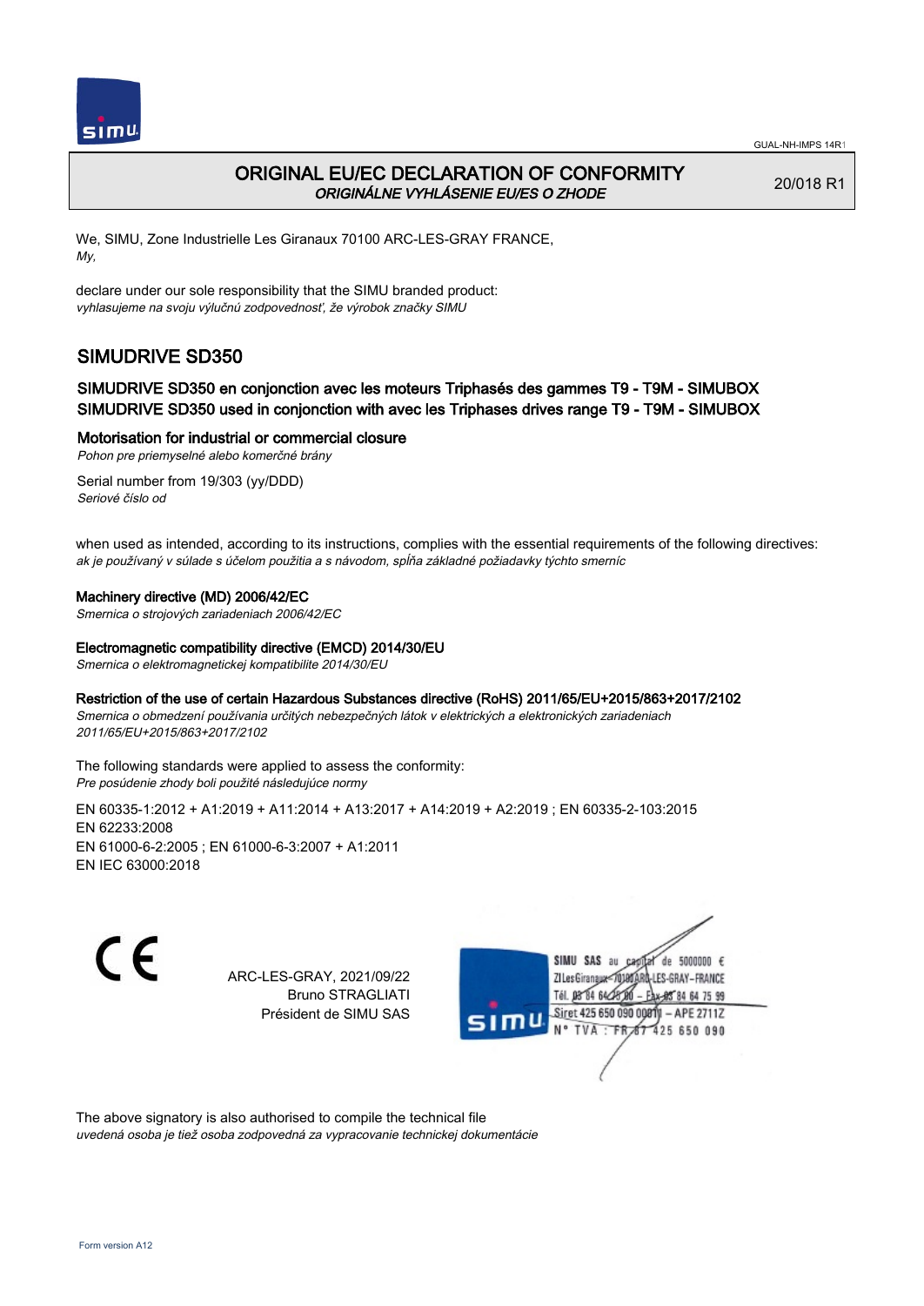# ORIGINAL EU/EC DECLARATION OF CONFORMITY

*ORIGINÁLNE VYHLÁSENIE EU/ES O ZHODE*

20/018 R1

We, SIMU, Zone Industrielle Les Giranaux 70100 ARC-LES-GRAY FRANCE,
*My,*

declare under our sole responsibility that the SIMU branded product:
*vyhlasujeme na svoju výlučnú zodpovednosť, že výrobok značky SIMU*

## SIMUDRIVE SD350

### SIMUDRIVE SD350 en conjonction avec les moteurs Triphasés des gammes T9 - T9M - SIMUBOX
### SIMUDRIVE SD350 used in conjonction with avec les Triphases drives range T9 - T9M - SIMUBOX

**Motorisation for industrial or commercial closure**
*Pohon pre priemyselné alebo komerčné brány*

Serial number from 19/303 (yy/DDD)
*Seriové číslo od*

when used as intended, according to its instructions, complies with the essential requirements of the following directives:
*ak je používaný v súlade s účelom použitia a s návodom, spĺňa základné požiadavky týchto smerníc*

**Machinery directive (MD) 2006/42/EC**
*Smernica o strojových zariadeniach 2006/42/EC*

**Electromagnetic compatibility directive (EMCD) 2014/30/EU**
*Smernica o elektromagnetickej kompatibilite 2014/30/EU*

**Restriction of the use of certain Hazardous Substances directive (RoHS) 2011/65/EU+2015/863+2017/2102**
*Smernica o obmedzení používania určitých nebezpečných látok v elektrických a elektronických zariadeniach 2011/65/EU+2015/863+2017/2102*

The following standards were applied to assess the conformity:
*Pre posúdenie zhody boli použité následujúce normy*

EN 60335-1:2012 + A1:2019 + A11:2014 + A13:2017 + A14:2019 + A2:2019 ; EN 60335-2-103:2015
EN 62233:2008
EN 61000-6-2:2005 ; EN 61000-6-3:2007 + A1:2011
EN IEC 63000:2018

ARC-LES-GRAY, 2021/09/22
Bruno STRAGLIATI
Président de SIMU SAS

SIMU SAS au capital de 5000000 €
ZI Les Giranaux 70100 ARC-LES-GRAY-FRANCE
Tél. 03 84 64 75 00 – Fax 03 84 64 75 99
Siret 425 650 090 00011 – APE 2711Z
N° TVA : FR 67 425 650 090

The above signatory is also authorised to compile the technical file
*uvedená osoba je tiež osoba zodpovedná za vypracovanie technickej dokumentácie*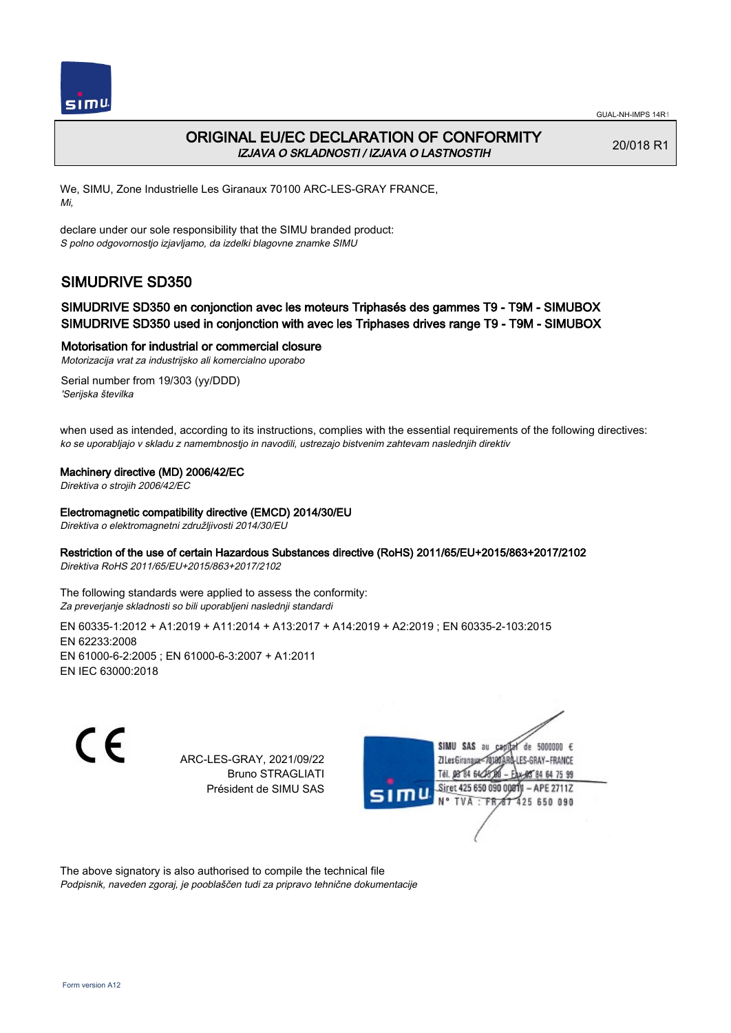GUAL-NH-IMPS 14R1

# ORIGINAL EU/EC DECLARATION OF CONFORMITY

*IZJAVA O SKLADNOSTI / IZJAVA O LASTNOSTIH*

20/018 R1

We, SIMU, Zone Industrielle Les Giranaux 70100 ARC-LES-GRAY FRANCE,
*Mi,*

declare under our sole responsibility that the SIMU branded product:
*S polno odgovornostjo izjavljamo, da izdelki blagovne znamke SIMU*

## SIMUDRIVE SD350

### SIMUDRIVE SD350 en conjonction avec les moteurs Triphasés des gammes T9 - T9M - SIMUBOX
### SIMUDRIVE SD350 used in conjonction with avec les Triphases drives range T9 - T9M - SIMUBOX

### Motorisation for industrial or commercial closure

*Motorizacija vrat za industrijsko ali komercialno uporabo*

Serial number from 19/303 (yy/DDD)
*'Serijska številka*

when used as intended, according to its instructions, complies with the essential requirements of the following directives:
*ko se uporabljajo v skladu z namembnostjo in navodili, ustrezajo bistvenim zahtevam naslednjih direktiv*

**Machinery directive (MD) 2006/42/EC**
*Direktiva o strojih 2006/42/EC*

**Electromagnetic compatibility directive (EMCD) 2014/30/EU**
*Direktiva o elektromagnetni združljivosti 2014/30/EU*

**Restriction of the use of certain Hazardous Substances directive (RoHS) 2011/65/EU+2015/863+2017/2102**
*Direktiva RoHS 2011/65/EU+2015/863+2017/2102*

The following standards were applied to assess the conformity:
*Za preverjanje skladnosti so bili uporabljeni naslednji standardi*

EN 60335-1:2012 + A1:2019 + A11:2014 + A13:2017 + A14:2019 + A2:2019 ; EN 60335-2-103:2015
EN 62233:2008
EN 61000-6-2:2005 ; EN 61000-6-3:2007 + A1:2011
EN IEC 63000:2018

CE

ARC-LES-GRAY, 2021/09/22
Bruno STRAGLIATI
Président de SIMU SAS

SIMU SAS au capital de 5000000 €
ZI Les Giranaux 70100 ARC-LES-GRAY-FRANCE
Tél. 03 84 64 75 00 – Fax 03 84 64 75 99
Siret 425 650 090 00811 – APE 2711Z
N° TVA : FR 87 425 650 090

The above signatory is also authorised to compile the technical file
*Podpisnik, naveden zgoraj, je pooblaščen tudi za pripravo tehnične dokumentacije*

Form version A12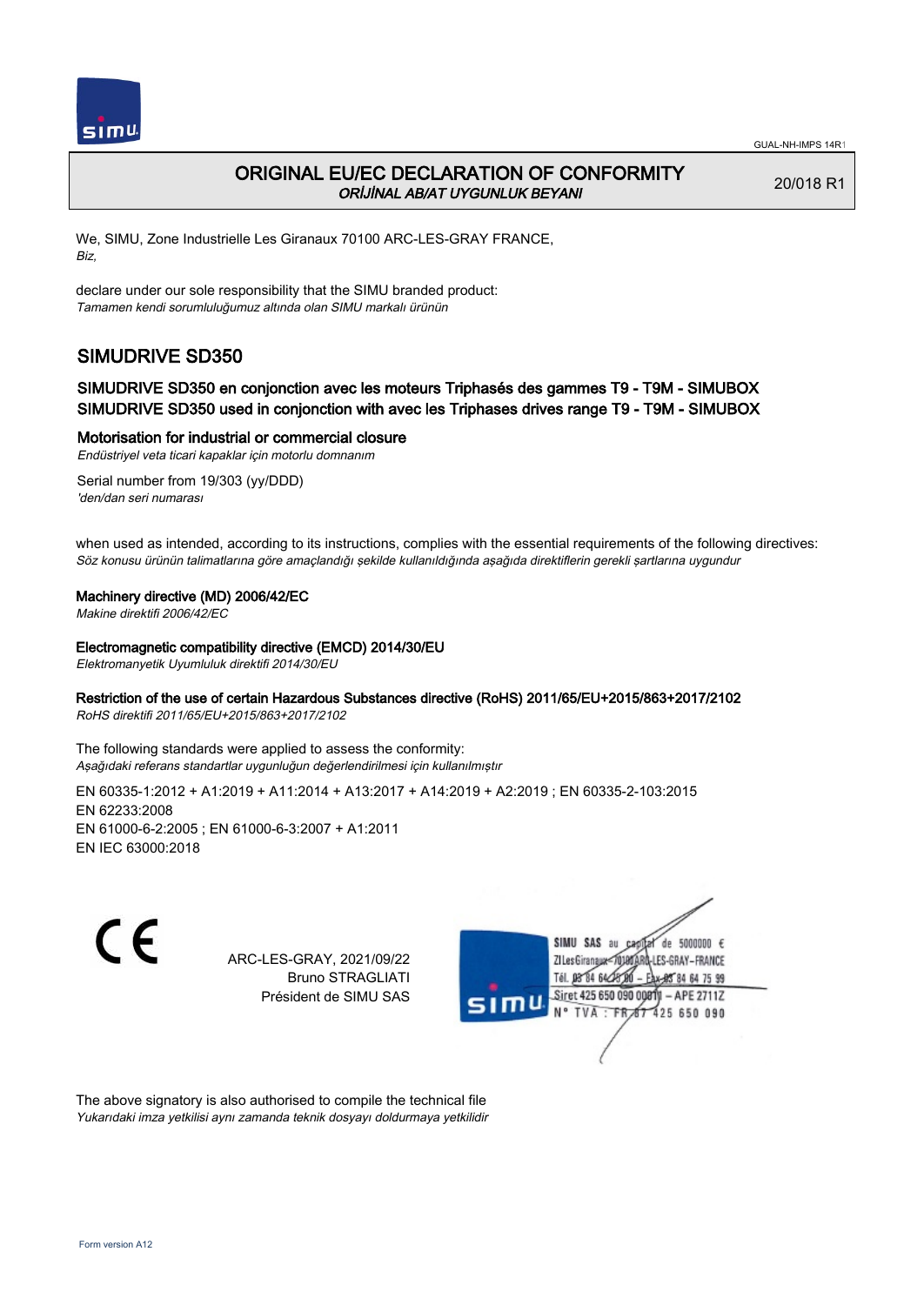GUAL-NH-IMPS 14R1

# ORIGINAL EU/EC DECLARATION OF CONFORMITY

*ORİJİNAL AB/AT UYGUNLUK BEYANI*

20/018 R1

We, SIMU, Zone Industrielle Les Giranaux 70100 ARC-LES-GRAY FRANCE,
*Biz,*

declare under our sole responsibility that the SIMU branded product:
*Tamamen kendi sorumluluğumuz altında olan SIMU markalı ürünün*

## SIMUDRIVE SD350

### SIMUDRIVE SD350 en conjonction avec les moteurs Triphasés des gammes T9 - T9M - SIMUBOX
### SIMUDRIVE SD350 used in conjonction with avec les Triphases drives range T9 - T9M - SIMUBOX

### Motorisation for industrial or commercial closure

*Endüstriyel veta ticari kapaklar için motorlu domnanım*

Serial number from 19/303 (yy/DDD)
*'den/dan seri numarası*

when used as intended, according to its instructions, complies with the essential requirements of the following directives:
*Söz konusu ürünün talimatlarına göre amaçlandığı şekilde kullanıldığında aşağıda direktiflerin gerekli şartlarına uygundur*

**Machinery directive (MD) 2006/42/EC**
*Makine direktifi 2006/42/EC*

**Electromagnetic compatibility directive (EMCD) 2014/30/EU**
*Elektromanyetik Uyumluluk direktifi 2014/30/EU*

**Restriction of the use of certain Hazardous Substances directive (RoHS) 2011/65/EU+2015/863+2017/2102**
*RoHS direktifi 2011/65/EU+2015/863+2017/2102*

The following standards were applied to assess the conformity:
*Aşağıdaki referans standartlar uygunluğun değerlendirilmesi için kullanılmıştır*

EN 60335-1:2012 + A1:2019 + A11:2014 + A13:2017 + A14:2019 + A2:2019 ; EN 60335-2-103:2015
EN 62233:2008
EN 61000-6-2:2005 ; EN 61000-6-3:2007 + A1:2011
EN IEC 63000:2018

CE

ARC-LES-GRAY, 2021/09/22
Bruno STRAGLIATI
Président de SIMU SAS

SIMU SAS au capital de 5000000 €
ZI Les Giranaux 70100 ARC-LES-GRAY-FRANCE
Tél. 03 84 64 75 00 – Fax 03 84 64 75 99
Siret 425 650 090 00011 – APE 2711Z
N° TVA : FR 87 425 650 090

The above signatory is also authorised to compile the technical file
*Yukarıdaki imza yetkilisi aynı zamanda teknik dosyayı doldurmaya yetkilidir*

Form version A12